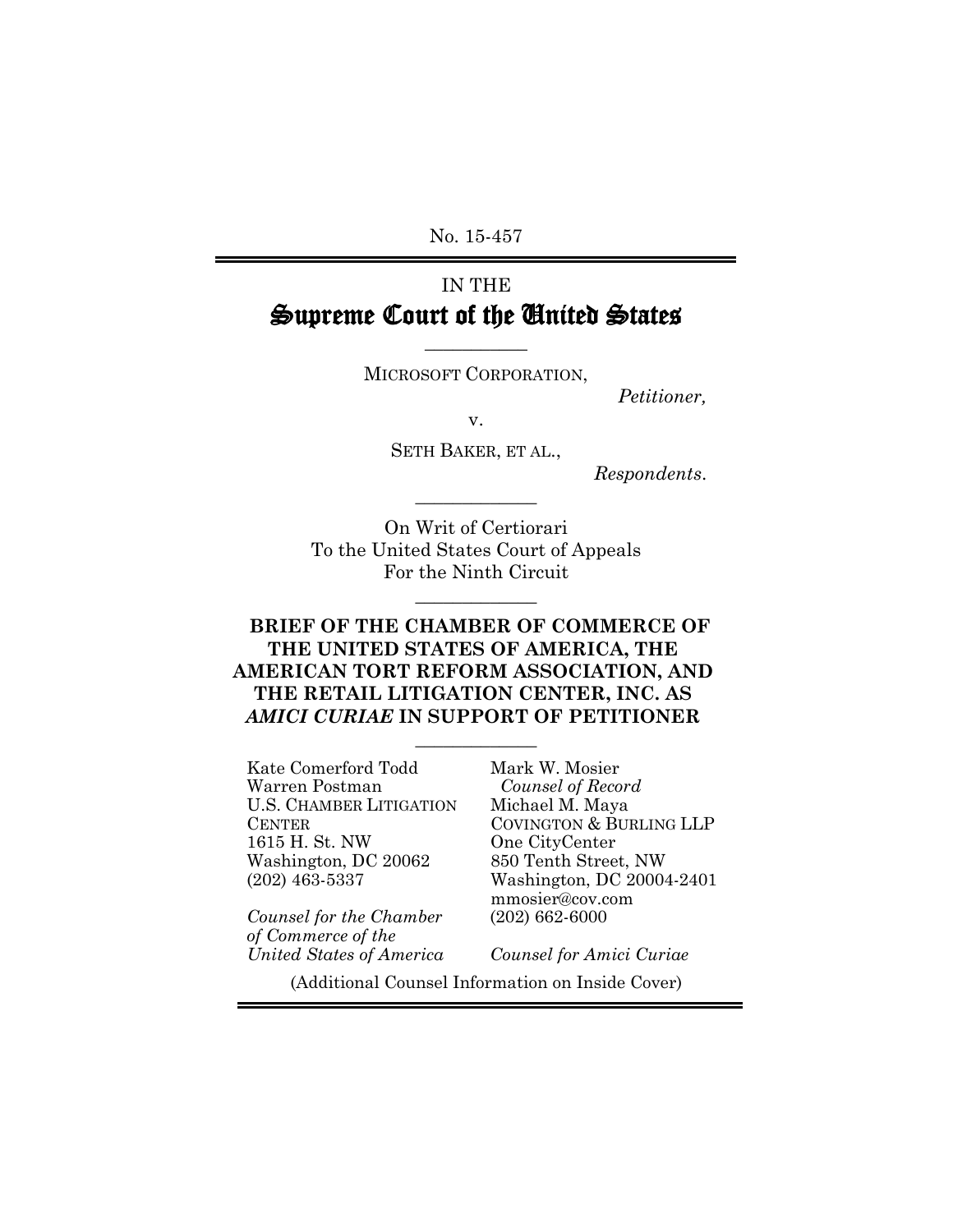No. 15-457

IN THE

# Supreme Court of the United States

MICROSOFT CORPORATION,

*Petitioner,*

v.

SETH BAKER, ET AL.,

*Respondents.*

On Writ of Certiorari
To the United States Court of Appeals
For the Ninth Circuit

## BRIEF OF THE CHAMBER OF COMMERCE OF THE UNITED STATES OF AMERICA, THE AMERICAN TORT REFORM ASSOCIATION, AND THE RETAIL LITIGATION CENTER, INC. AS *AMICI CURIAE* IN SUPPORT OF PETITIONER

Kate Comerford Todd
Warren Postman
U.S. CHAMBER LITIGATION CENTER
1615 H. St. NW
Washington, DC 20062
(202) 463-5337

*Counsel for the Chamber of Commerce of the United States of America*

Mark W. Mosier
*Counsel of Record*
Michael M. Maya
COVINGTON & BURLING LLP
One CityCenter
850 Tenth Street, NW
Washington, DC 20004-2401
mmosier@cov.com
(202) 662-6000

*Counsel for Amici Curiae*

(Additional Counsel Information on Inside Cover)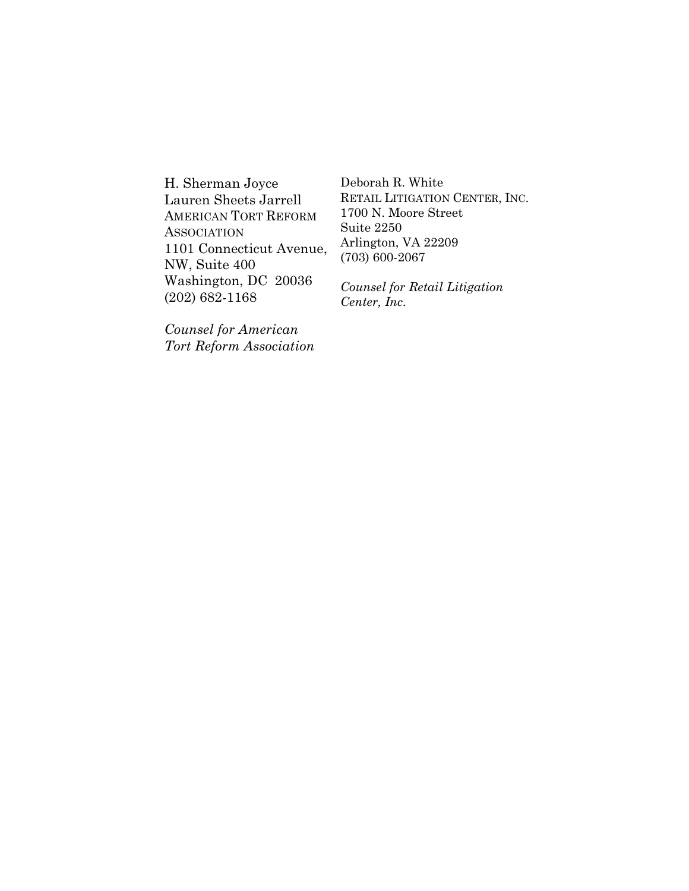H. Sherman Joyce
Lauren Sheets Jarrell
AMERICAN TORT REFORM ASSOCIATION
1101 Connecticut Avenue, NW, Suite 400
Washington, DC 20036
(202) 682-1168

*Counsel for American Tort Reform Association*

Deborah R. White
RETAIL LITIGATION CENTER, INC.
1700 N. Moore Street
Suite 2250
Arlington, VA 22209
(703) 600-2067

*Counsel for Retail Litigation Center, Inc.*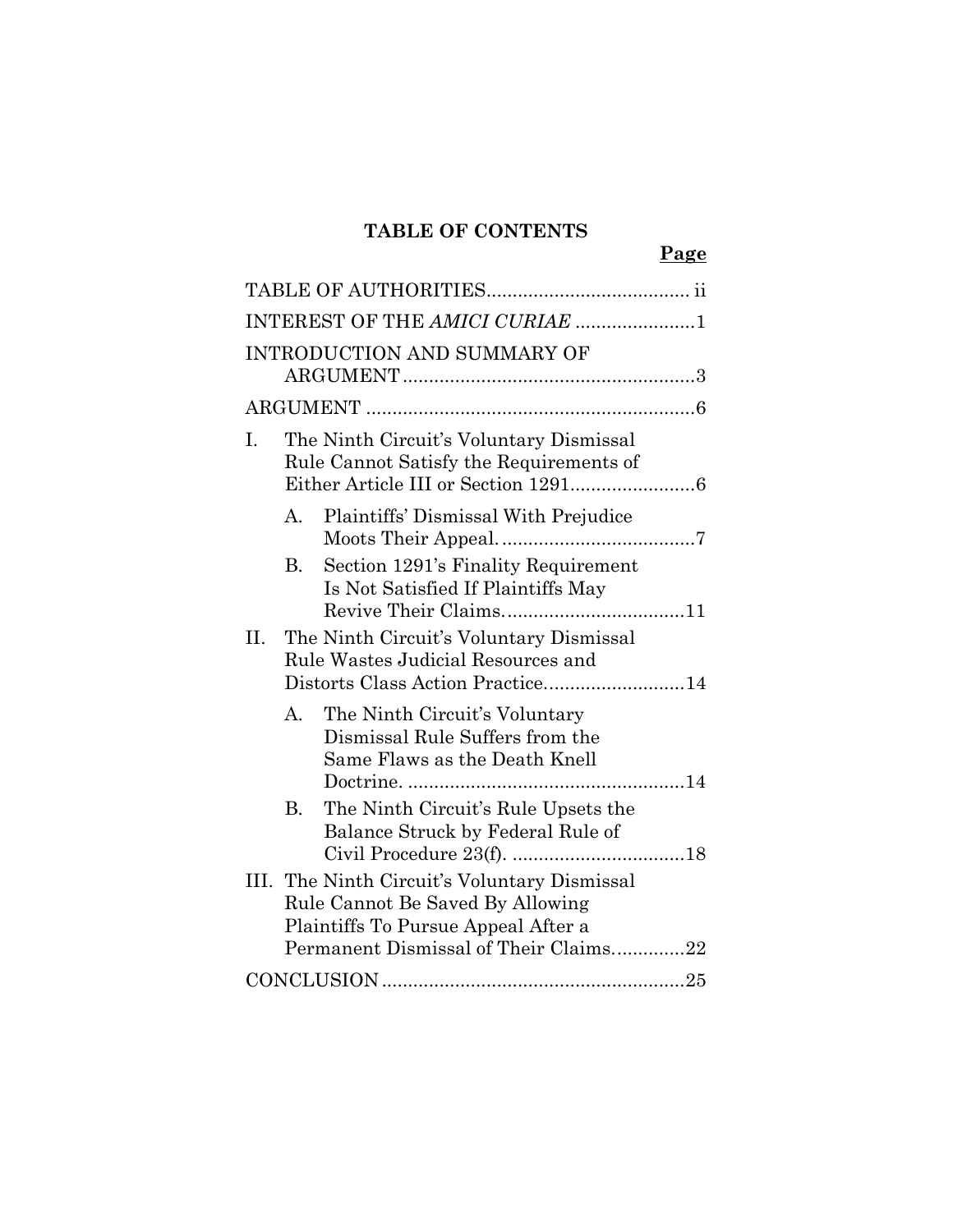# TABLE OF CONTENTS

**Page**

TABLE OF AUTHORITIES....................................... ii

INTEREST OF THE *AMICI CURIAE* .......................1

INTRODUCTION AND SUMMARY OF ARGUMENT........................................................3

ARGUMENT ................................................................6

I. The Ninth Circuit's Voluntary Dismissal Rule Cannot Satisfy the Requirements of Either Article III or Section 1291........................6

   A. Plaintiffs' Dismissal With Prejudice Moots Their Appeal......................................7

   B. Section 1291's Finality Requirement Is Not Satisfied If Plaintiffs May Revive Their Claims...................................11

II. The Ninth Circuit's Voluntary Dismissal Rule Wastes Judicial Resources and Distorts Class Action Practice...........................14

   A. The Ninth Circuit's Voluntary Dismissal Rule Suffers from the Same Flaws as the Death Knell Doctrine. .....................................................14

   B. The Ninth Circuit's Rule Upsets the Balance Struck by Federal Rule of Civil Procedure 23(f). .................................18

III. The Ninth Circuit's Voluntary Dismissal Rule Cannot Be Saved By Allowing Plaintiffs To Pursue Appeal After a Permanent Dismissal of Their Claims..............22

CONCLUSION ..........................................................25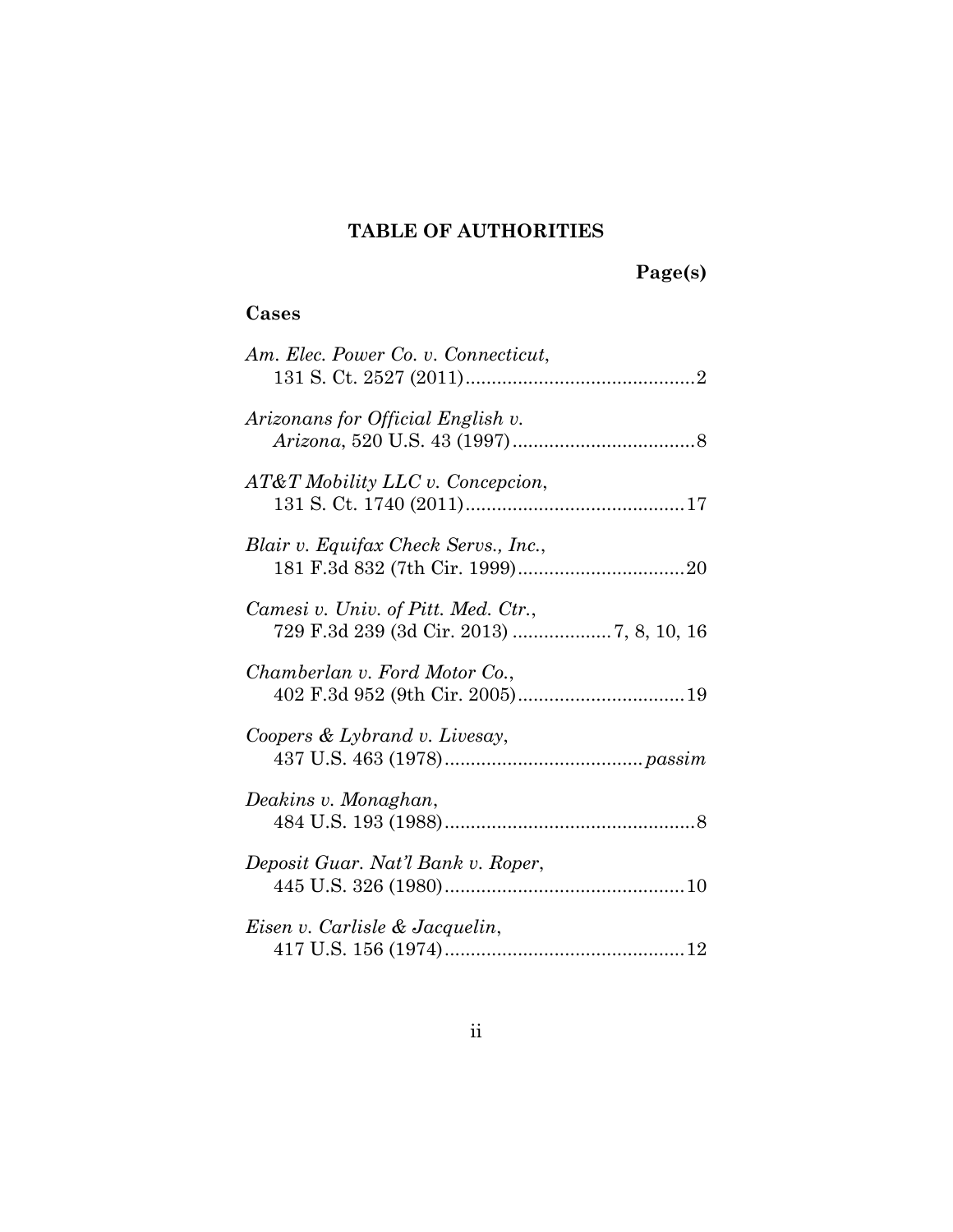## TABLE OF AUTHORITIES

**Page(s)**

### Cases

*Am. Elec. Power Co. v. Connecticut*, 131 S. Ct. 2527 (2011) ............................................ 2

*Arizonans for Official English v. Arizona*, 520 U.S. 43 (1997) .................................. 8

*AT&T Mobility LLC v. Concepcion*, 131 S. Ct. 1740 (2011) .......................................... 17

*Blair v. Equifax Check Servs., Inc.*, 181 F.3d 832 (7th Cir. 1999) ................................ 20

*Camesi v. Univ. of Pitt. Med. Ctr.*, 729 F.3d 239 (3d Cir. 2013) .................. 7, 8, 10, 16

*Chamberlan v. Ford Motor Co.*, 402 F.3d 952 (9th Cir. 2005) ................................ 19

*Coopers & Lybrand v. Livesay*, 437 U.S. 463 (1978) ...................................... *passim*

*Deakins v. Monaghan*, 484 U.S. 193 (1988) ................................................ 8

*Deposit Guar. Nat'l Bank v. Roper*, 445 U.S. 326 (1980) .............................................. 10

*Eisen v. Carlisle & Jacquelin*, 417 U.S. 156 (1974) .............................................. 12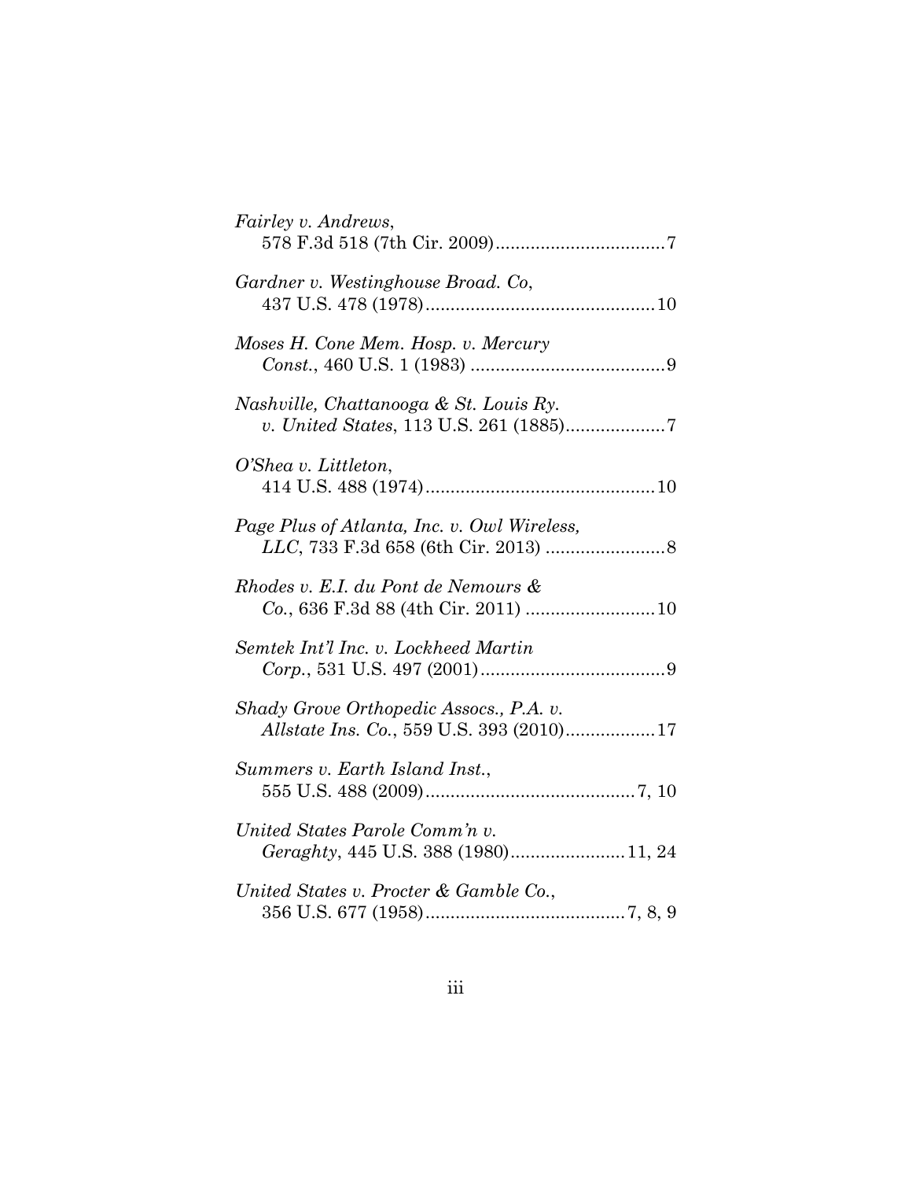*Fairley v. Andrews*, 578 F.3d 518 (7th Cir. 2009)..................................7

*Gardner v. Westinghouse Broad. Co*, 437 U.S. 478 (1978)..............................................10

*Moses H. Cone Mem. Hosp. v. Mercury Const.*, 460 U.S. 1 (1983) .......................................9

*Nashville, Chattanooga & St. Louis Ry. v. United States*, 113 U.S. 261 (1885)....................7

*O'Shea v. Littleton*, 414 U.S. 488 (1974)..............................................10

*Page Plus of Atlanta, Inc. v. Owl Wireless, LLC*, 733 F.3d 658 (6th Cir. 2013) ........................8

*Rhodes v. E.I. du Pont de Nemours & Co.*, 636 F.3d 88 (4th Cir. 2011) ..........................10

*Semtek Int'l Inc. v. Lockheed Martin Corp.*, 531 U.S. 497 (2001).....................................9

*Shady Grove Orthopedic Assocs., P.A. v. Allstate Ins. Co.*, 559 U.S. 393 (2010)..................17

*Summers v. Earth Island Inst.*, 555 U.S. 488 (2009)..........................................7, 10

*United States Parole Comm'n v. Geraghty*, 445 U.S. 388 (1980).......................11, 24

*United States v. Procter & Gamble Co.*, 356 U.S. 677 (1958)........................................7, 8, 9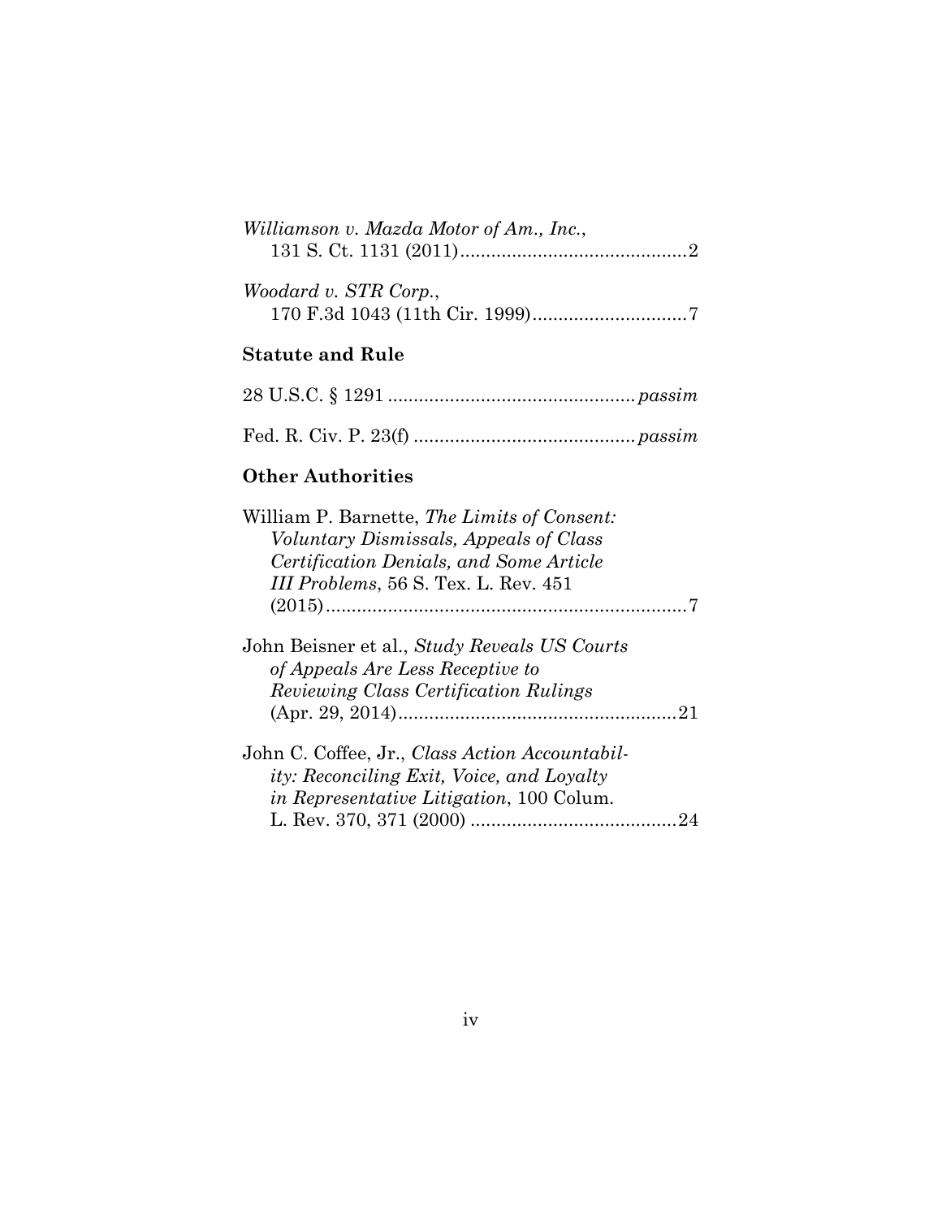*Williamson v. Mazda Motor of Am., Inc.*,
131 S. Ct. 1131 (2011)............................................2

*Woodard v. STR Corp.*,
170 F.3d 1043 (11th Cir. 1999)..............................7

### Statute and Rule

28 U.S.C. § 1291 ................................................*passim*

Fed. R. Civ. P. 23(f) ...........................................*passim*

### Other Authorities

William P. Barnette, *The Limits of Consent: Voluntary Dismissals, Appeals of Class Certification Denials, and Some Article III Problems*, 56 S. Tex. L. Rev. 451 (2015)......................................................................7

John Beisner et al., *Study Reveals US Courts of Appeals Are Less Receptive to Reviewing Class Certification Rulings* (Apr. 29, 2014)......................................................21

John C. Coffee, Jr., *Class Action Accountability: Reconciling Exit, Voice, and Loyalty in Representative Litigation*, 100 Colum. L. Rev. 370, 371 (2000) ........................................24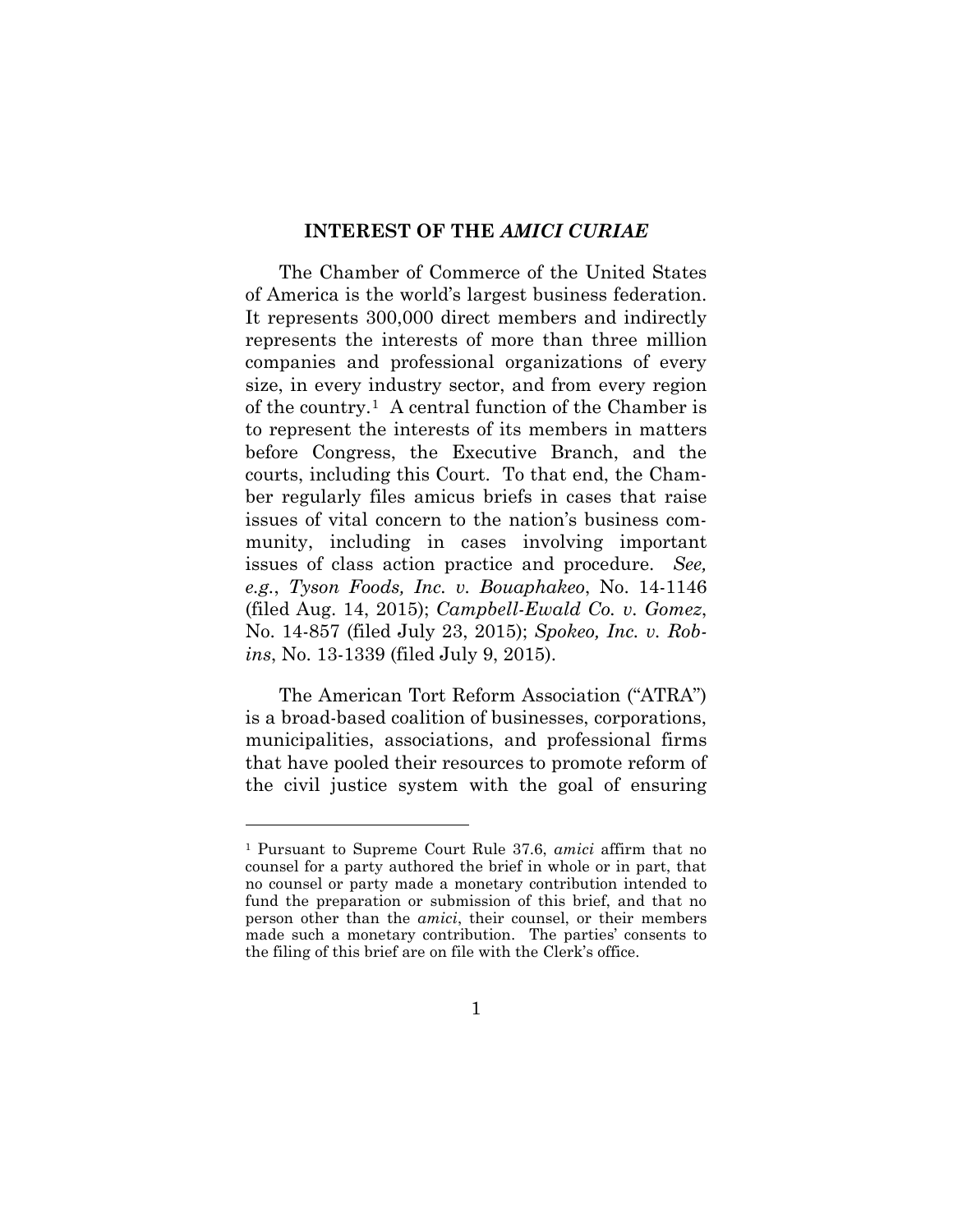## INTEREST OF THE *AMICI CURIAE*

The Chamber of Commerce of the United States of America is the world's largest business federation. It represents 300,000 direct members and indirectly represents the interests of more than three million companies and professional organizations of every size, in every industry sector, and from every region of the country.[1] A central function of the Chamber is to represent the interests of its members in matters before Congress, the Executive Branch, and the courts, including this Court. To that end, the Chamber regularly files amicus briefs in cases that raise issues of vital concern to the nation's business community, including in cases involving important issues of class action practice and procedure. *See, e.g.*, *Tyson Foods, Inc. v. Bouaphakeo*, No. 14-1146 (filed Aug. 14, 2015); *Campbell-Ewald Co. v. Gomez*, No. 14-857 (filed July 23, 2015); *Spokeo, Inc. v. Robins*, No. 13-1339 (filed July 9, 2015).

The American Tort Reform Association ("ATRA") is a broad-based coalition of businesses, corporations, municipalities, associations, and professional firms that have pooled their resources to promote reform of the civil justice system with the goal of ensuring

---

[1] Pursuant to Supreme Court Rule 37.6, *amici* affirm that no counsel for a party authored the brief in whole or in part, that no counsel or party made a monetary contribution intended to fund the preparation or submission of this brief, and that no person other than the *amici*, their counsel, or their members made such a monetary contribution. The parties' consents to the filing of this brief are on file with the Clerk's office.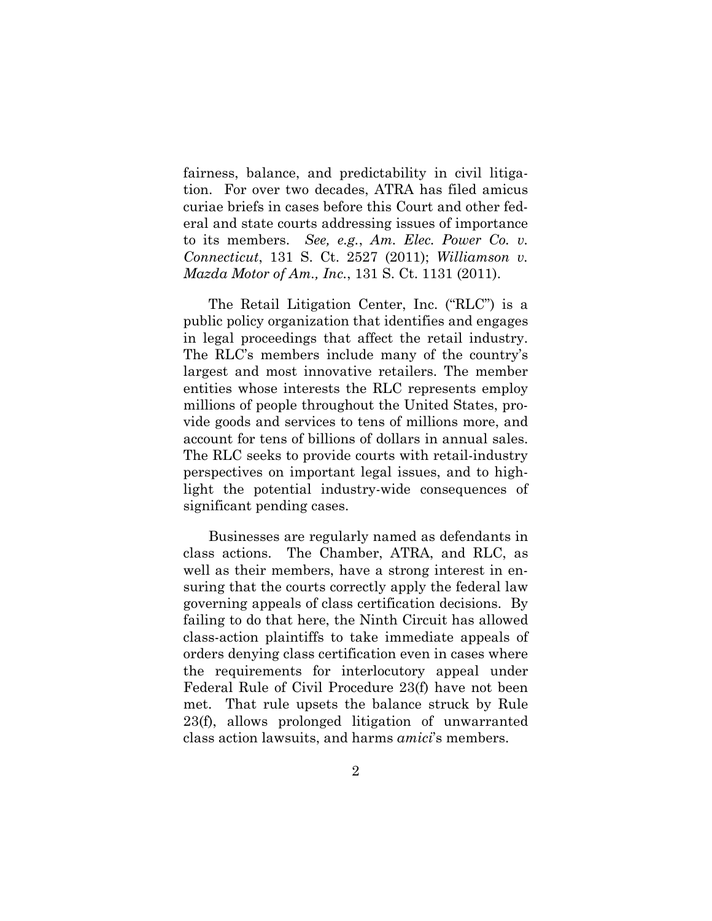fairness, balance, and predictability in civil litigation. For over two decades, ATRA has filed amicus curiae briefs in cases before this Court and other federal and state courts addressing issues of importance to its members. *See, e.g.*, *Am. Elec. Power Co. v. Connecticut*, 131 S. Ct. 2527 (2011); *Williamson v. Mazda Motor of Am., Inc.*, 131 S. Ct. 1131 (2011).

The Retail Litigation Center, Inc. ("RLC") is a public policy organization that identifies and engages in legal proceedings that affect the retail industry. The RLC's members include many of the country's largest and most innovative retailers. The member entities whose interests the RLC represents employ millions of people throughout the United States, provide goods and services to tens of millions more, and account for tens of billions of dollars in annual sales. The RLC seeks to provide courts with retail-industry perspectives on important legal issues, and to highlight the potential industry-wide consequences of significant pending cases.

Businesses are regularly named as defendants in class actions. The Chamber, ATRA, and RLC, as well as their members, have a strong interest in ensuring that the courts correctly apply the federal law governing appeals of class certification decisions. By failing to do that here, the Ninth Circuit has allowed class-action plaintiffs to take immediate appeals of orders denying class certification even in cases where the requirements for interlocutory appeal under Federal Rule of Civil Procedure 23(f) have not been met. That rule upsets the balance struck by Rule 23(f), allows prolonged litigation of unwarranted class action lawsuits, and harms *amici*'s members.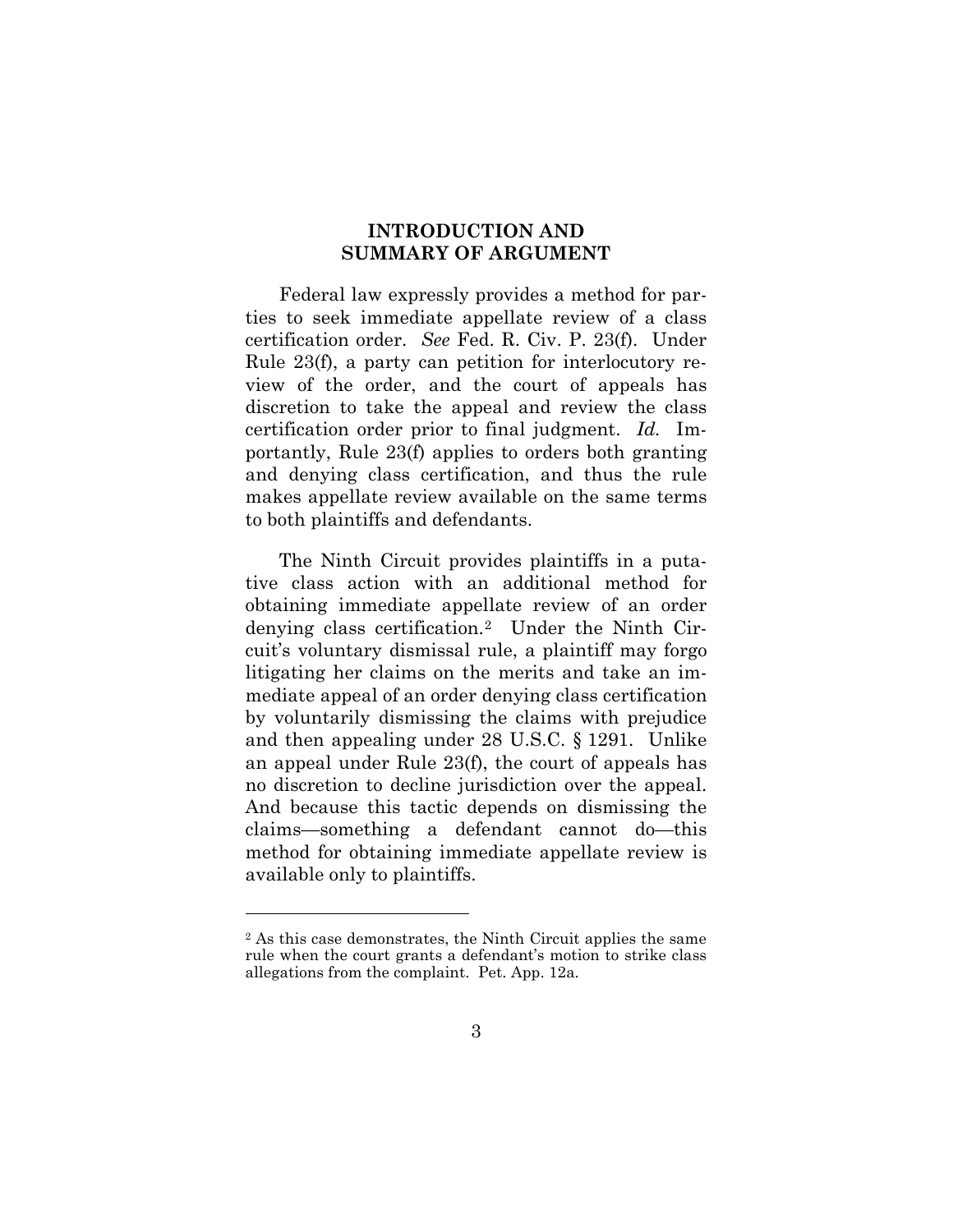## INTRODUCTION AND SUMMARY OF ARGUMENT

Federal law expressly provides a method for parties to seek immediate appellate review of a class certification order. *See* Fed. R. Civ. P. 23(f). Under Rule 23(f), a party can petition for interlocutory review of the order, and the court of appeals has discretion to take the appeal and review the class certification order prior to final judgment. *Id.* Importantly, Rule 23(f) applies to orders both granting and denying class certification, and thus the rule makes appellate review available on the same terms to both plaintiffs and defendants.

The Ninth Circuit provides plaintiffs in a putative class action with an additional method for obtaining immediate appellate review of an order denying class certification.[2] Under the Ninth Circuit's voluntary dismissal rule, a plaintiff may forgo litigating her claims on the merits and take an immediate appeal of an order denying class certification by voluntarily dismissing the claims with prejudice and then appealing under 28 U.S.C. § 1291. Unlike an appeal under Rule 23(f), the court of appeals has no discretion to decline jurisdiction over the appeal. And because this tactic depends on dismissing the claims—something a defendant cannot do—this method for obtaining immediate appellate review is available only to plaintiffs.

---

[2] As this case demonstrates, the Ninth Circuit applies the same rule when the court grants a defendant's motion to strike class allegations from the complaint. Pet. App. 12a.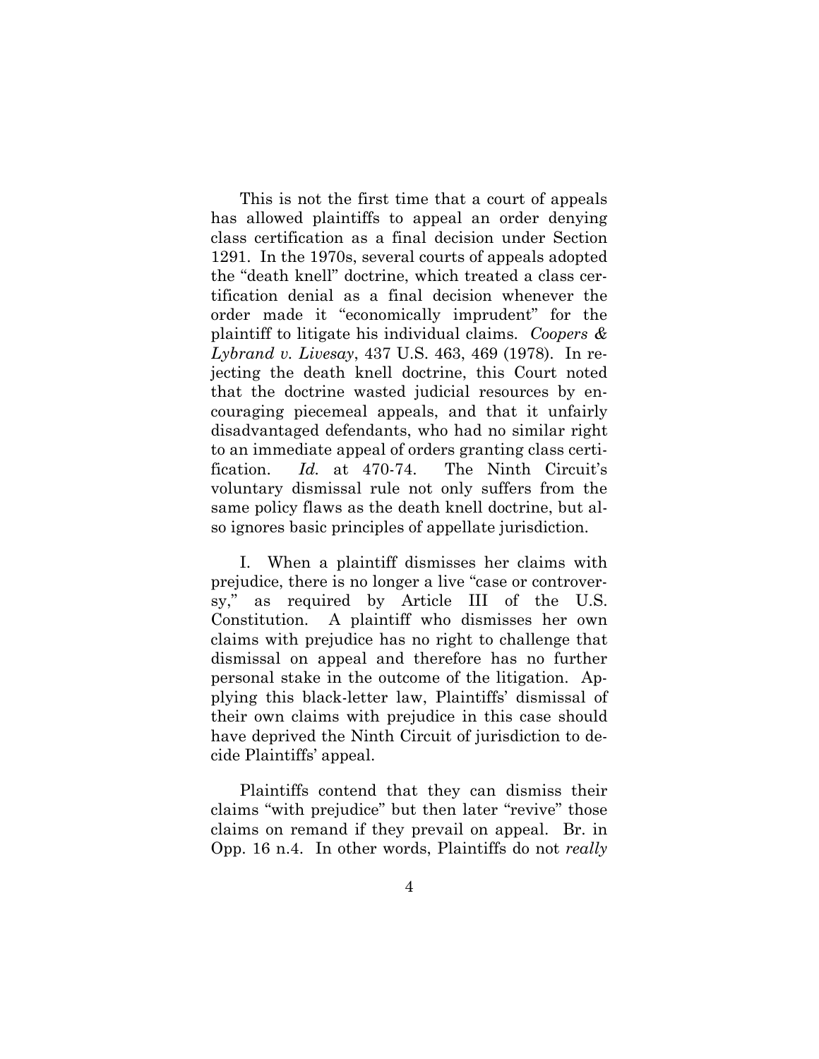This is not the first time that a court of appeals has allowed plaintiffs to appeal an order denying class certification as a final decision under Section 1291. In the 1970s, several courts of appeals adopted the "death knell" doctrine, which treated a class certification denial as a final decision whenever the order made it "economically imprudent" for the plaintiff to litigate his individual claims. *Coopers & Lybrand v. Livesay*, 437 U.S. 463, 469 (1978). In rejecting the death knell doctrine, this Court noted that the doctrine wasted judicial resources by encouraging piecemeal appeals, and that it unfairly disadvantaged defendants, who had no similar right to an immediate appeal of orders granting class certification. *Id.* at 470-74. The Ninth Circuit's voluntary dismissal rule not only suffers from the same policy flaws as the death knell doctrine, but also ignores basic principles of appellate jurisdiction.

I. When a plaintiff dismisses her claims with prejudice, there is no longer a live "case or controversy," as required by Article III of the U.S. Constitution. A plaintiff who dismisses her own claims with prejudice has no right to challenge that dismissal on appeal and therefore has no further personal stake in the outcome of the litigation. Applying this black-letter law, Plaintiffs' dismissal of their own claims with prejudice in this case should have deprived the Ninth Circuit of jurisdiction to decide Plaintiffs' appeal.

Plaintiffs contend that they can dismiss their claims "with prejudice" but then later "revive" those claims on remand if they prevail on appeal. Br. in Opp. 16 n.4. In other words, Plaintiffs do not *really*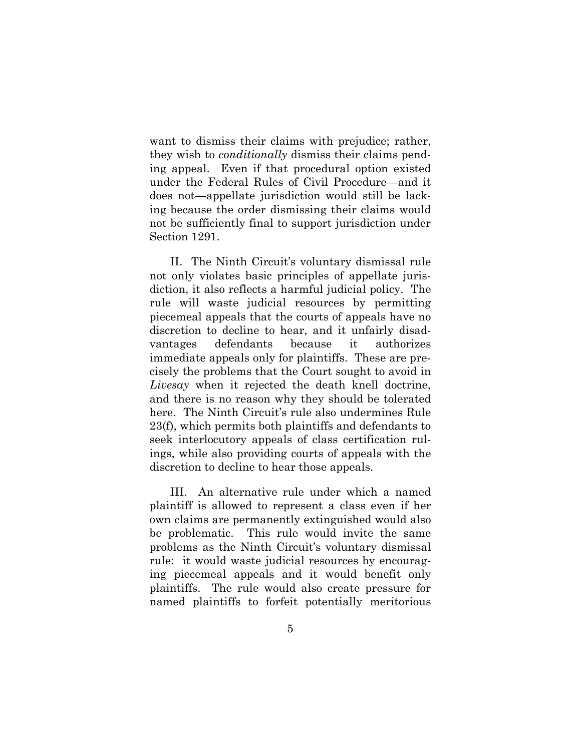want to dismiss their claims with prejudice; rather, they wish to *conditionally* dismiss their claims pending appeal. Even if that procedural option existed under the Federal Rules of Civil Procedure—and it does not—appellate jurisdiction would still be lacking because the order dismissing their claims would not be sufficiently final to support jurisdiction under Section 1291.

II. The Ninth Circuit's voluntary dismissal rule not only violates basic principles of appellate jurisdiction, it also reflects a harmful judicial policy. The rule will waste judicial resources by permitting piecemeal appeals that the courts of appeals have no discretion to decline to hear, and it unfairly disadvantages defendants because it authorizes immediate appeals only for plaintiffs. These are precisely the problems that the Court sought to avoid in *Livesay* when it rejected the death knell doctrine, and there is no reason why they should be tolerated here. The Ninth Circuit's rule also undermines Rule 23(f), which permits both plaintiffs and defendants to seek interlocutory appeals of class certification rulings, while also providing courts of appeals with the discretion to decline to hear those appeals.

III. An alternative rule under which a named plaintiff is allowed to represent a class even if her own claims are permanently extinguished would also be problematic. This rule would invite the same problems as the Ninth Circuit's voluntary dismissal rule: it would waste judicial resources by encouraging piecemeal appeals and it would benefit only plaintiffs. The rule would also create pressure for named plaintiffs to forfeit potentially meritorious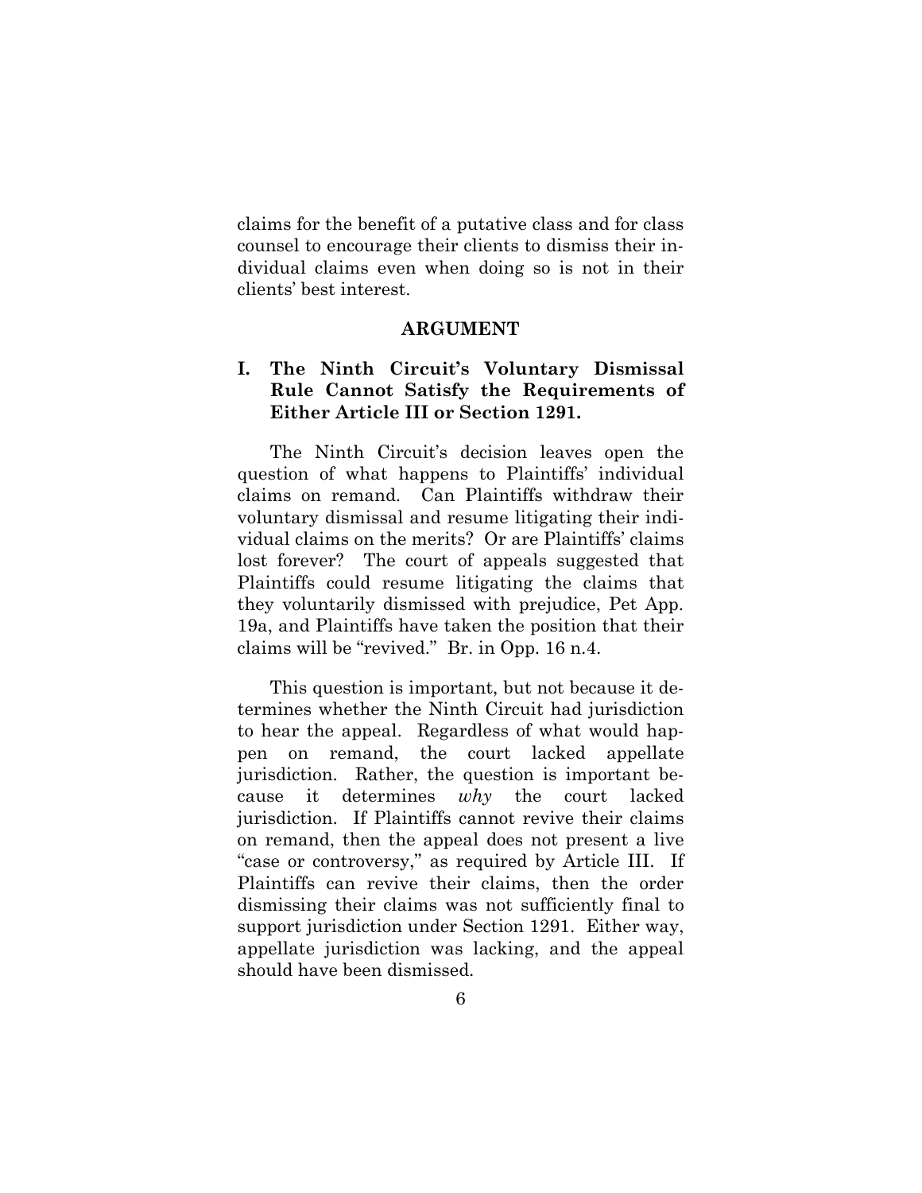claims for the benefit of a putative class and for class counsel to encourage their clients to dismiss their individual claims even when doing so is not in their clients' best interest.

## ARGUMENT

### I. The Ninth Circuit's Voluntary Dismissal Rule Cannot Satisfy the Requirements of Either Article III or Section 1291.

The Ninth Circuit's decision leaves open the question of what happens to Plaintiffs' individual claims on remand. Can Plaintiffs withdraw their voluntary dismissal and resume litigating their individual claims on the merits? Or are Plaintiffs' claims lost forever? The court of appeals suggested that Plaintiffs could resume litigating the claims that they voluntarily dismissed with prejudice, Pet App. 19a, and Plaintiffs have taken the position that their claims will be "revived." Br. in Opp. 16 n.4.

This question is important, but not because it determines whether the Ninth Circuit had jurisdiction to hear the appeal. Regardless of what would happen on remand, the court lacked appellate jurisdiction. Rather, the question is important because it determines *why* the court lacked jurisdiction. If Plaintiffs cannot revive their claims on remand, then the appeal does not present a live "case or controversy," as required by Article III. If Plaintiffs can revive their claims, then the order dismissing their claims was not sufficiently final to support jurisdiction under Section 1291. Either way, appellate jurisdiction was lacking, and the appeal should have been dismissed.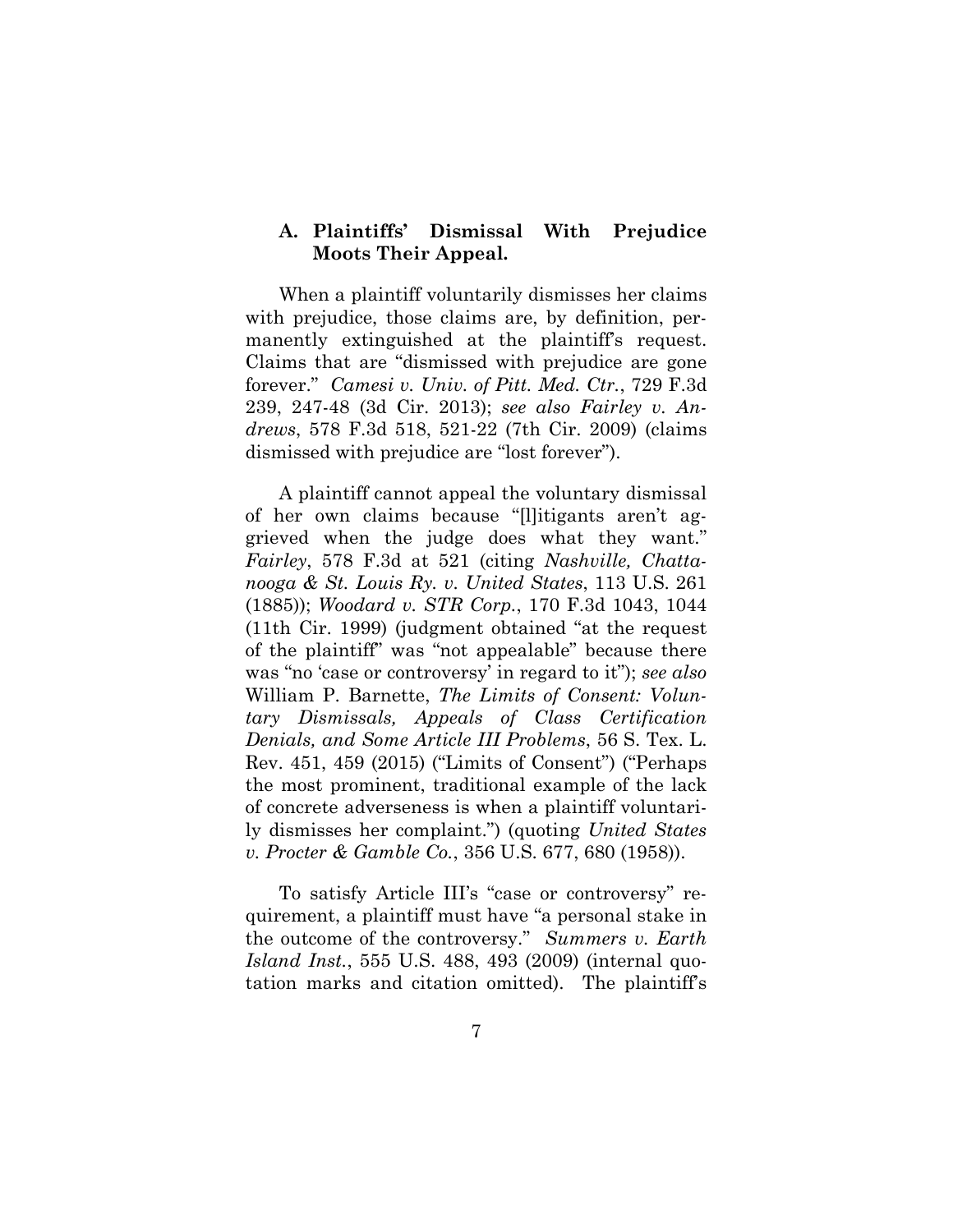### A. Plaintiffs' Dismissal With Prejudice Moots Their Appeal.

When a plaintiff voluntarily dismisses her claims with prejudice, those claims are, by definition, permanently extinguished at the plaintiff's request. Claims that are "dismissed with prejudice are gone forever." *Camesi v. Univ. of Pitt. Med. Ctr.*, 729 F.3d 239, 247-48 (3d Cir. 2013); *see also Fairley v. Andrews*, 578 F.3d 518, 521-22 (7th Cir. 2009) (claims dismissed with prejudice are "lost forever").

A plaintiff cannot appeal the voluntary dismissal of her own claims because "[l]itigants aren't aggrieved when the judge does what they want." *Fairley*, 578 F.3d at 521 (citing *Nashville, Chattanooga & St. Louis Ry. v. United States*, 113 U.S. 261 (1885)); *Woodard v. STR Corp.*, 170 F.3d 1043, 1044 (11th Cir. 1999) (judgment obtained "at the request of the plaintiff" was "not appealable" because there was "no 'case or controversy' in regard to it"); *see also* William P. Barnette, *The Limits of Consent: Voluntary Dismissals, Appeals of Class Certification Denials, and Some Article III Problems*, 56 S. Tex. L. Rev. 451, 459 (2015) ("Limits of Consent") ("Perhaps the most prominent, traditional example of the lack of concrete adverseness is when a plaintiff voluntarily dismisses her complaint.") (quoting *United States v. Procter & Gamble Co.*, 356 U.S. 677, 680 (1958)).

To satisfy Article III's "case or controversy" requirement, a plaintiff must have "a personal stake in the outcome of the controversy." *Summers v. Earth Island Inst.*, 555 U.S. 488, 493 (2009) (internal quotation marks and citation omitted). The plaintiff's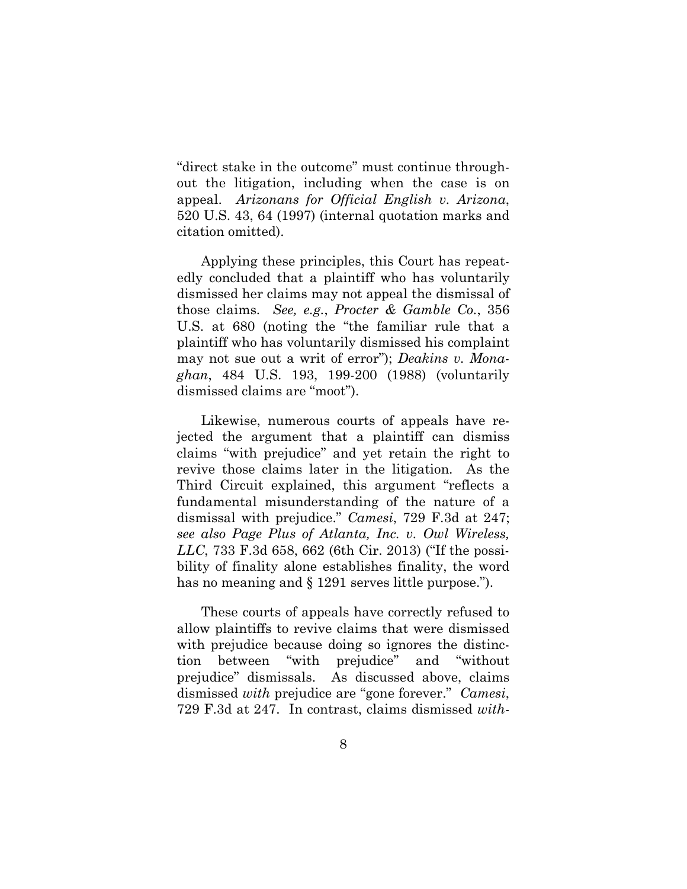"direct stake in the outcome" must continue throughout the litigation, including when the case is on appeal. *Arizonans for Official English v. Arizona*, 520 U.S. 43, 64 (1997) (internal quotation marks and citation omitted).

Applying these principles, this Court has repeatedly concluded that a plaintiff who has voluntarily dismissed her claims may not appeal the dismissal of those claims. *See, e.g.*, *Procter & Gamble Co.*, 356 U.S. at 680 (noting the "the familiar rule that a plaintiff who has voluntarily dismissed his complaint may not sue out a writ of error"); *Deakins v. Monaghan*, 484 U.S. 193, 199-200 (1988) (voluntarily dismissed claims are "moot").

Likewise, numerous courts of appeals have rejected the argument that a plaintiff can dismiss claims "with prejudice" and yet retain the right to revive those claims later in the litigation. As the Third Circuit explained, this argument "reflects a fundamental misunderstanding of the nature of a dismissal with prejudice." *Camesi*, 729 F.3d at 247; *see also Page Plus of Atlanta, Inc. v. Owl Wireless, LLC*, 733 F.3d 658, 662 (6th Cir. 2013) ("If the possibility of finality alone establishes finality, the word has no meaning and § 1291 serves little purpose.").

These courts of appeals have correctly refused to allow plaintiffs to revive claims that were dismissed with prejudice because doing so ignores the distinction between "with prejudice" and "without prejudice" dismissals. As discussed above, claims dismissed *with* prejudice are "gone forever." *Camesi*, 729 F.3d at 247. In contrast, claims dismissed *with-*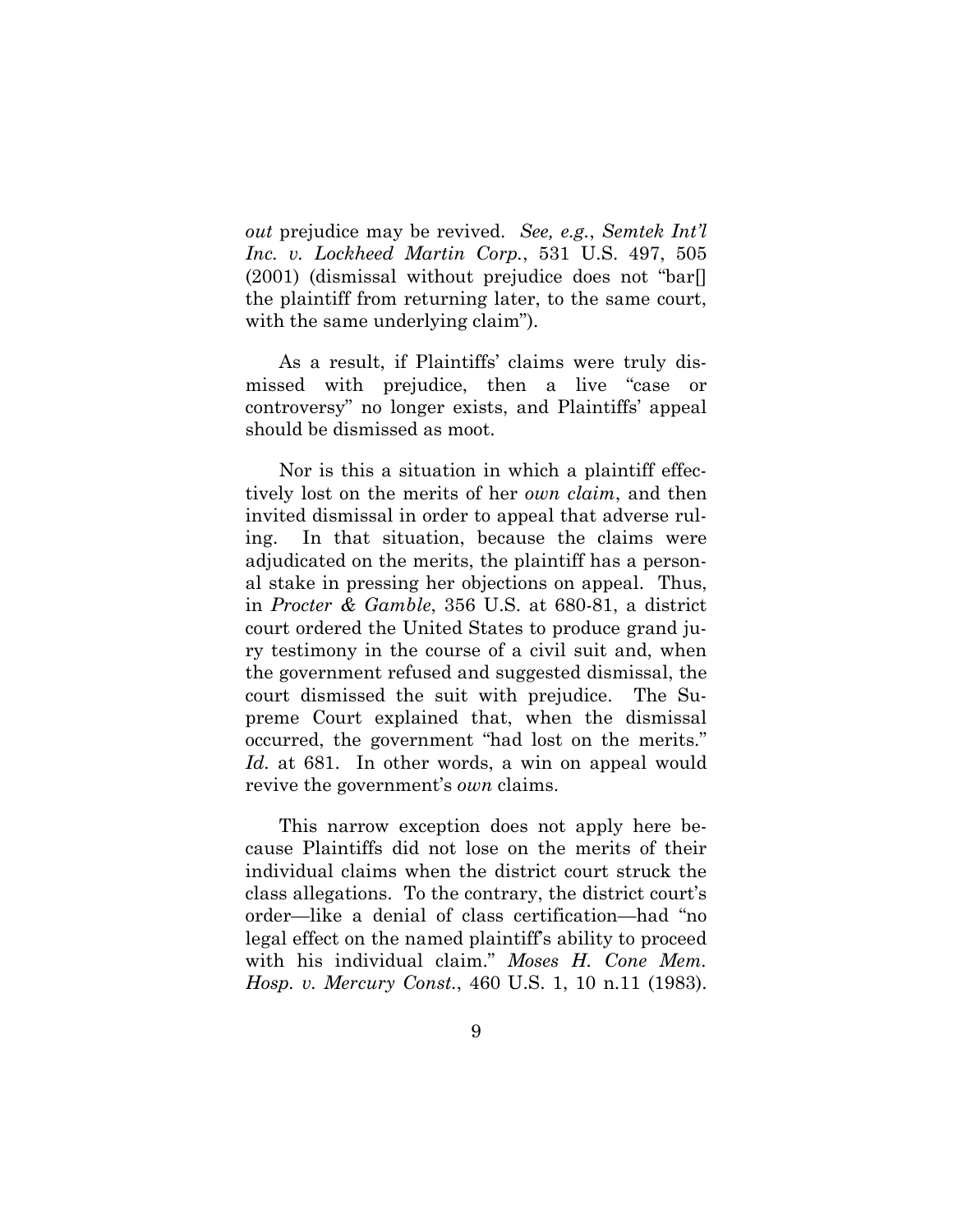*out* prejudice may be revived. *See, e.g.*, *Semtek Int'l Inc. v. Lockheed Martin Corp.*, 531 U.S. 497, 505 (2001) (dismissal without prejudice does not "bar[] the plaintiff from returning later, to the same court, with the same underlying claim").

As a result, if Plaintiffs' claims were truly dismissed with prejudice, then a live "case or controversy" no longer exists, and Plaintiffs' appeal should be dismissed as moot.

Nor is this a situation in which a plaintiff effectively lost on the merits of her *own claim*, and then invited dismissal in order to appeal that adverse ruling. In that situation, because the claims were adjudicated on the merits, the plaintiff has a personal stake in pressing her objections on appeal. Thus, in *Procter & Gamble*, 356 U.S. at 680-81, a district court ordered the United States to produce grand jury testimony in the course of a civil suit and, when the government refused and suggested dismissal, the court dismissed the suit with prejudice. The Supreme Court explained that, when the dismissal occurred, the government "had lost on the merits." *Id.* at 681. In other words, a win on appeal would revive the government's *own* claims.

This narrow exception does not apply here because Plaintiffs did not lose on the merits of their individual claims when the district court struck the class allegations. To the contrary, the district court's order—like a denial of class certification—had "no legal effect on the named plaintiff's ability to proceed with his individual claim." *Moses H. Cone Mem. Hosp. v. Mercury Const.*, 460 U.S. 1, 10 n.11 (1983).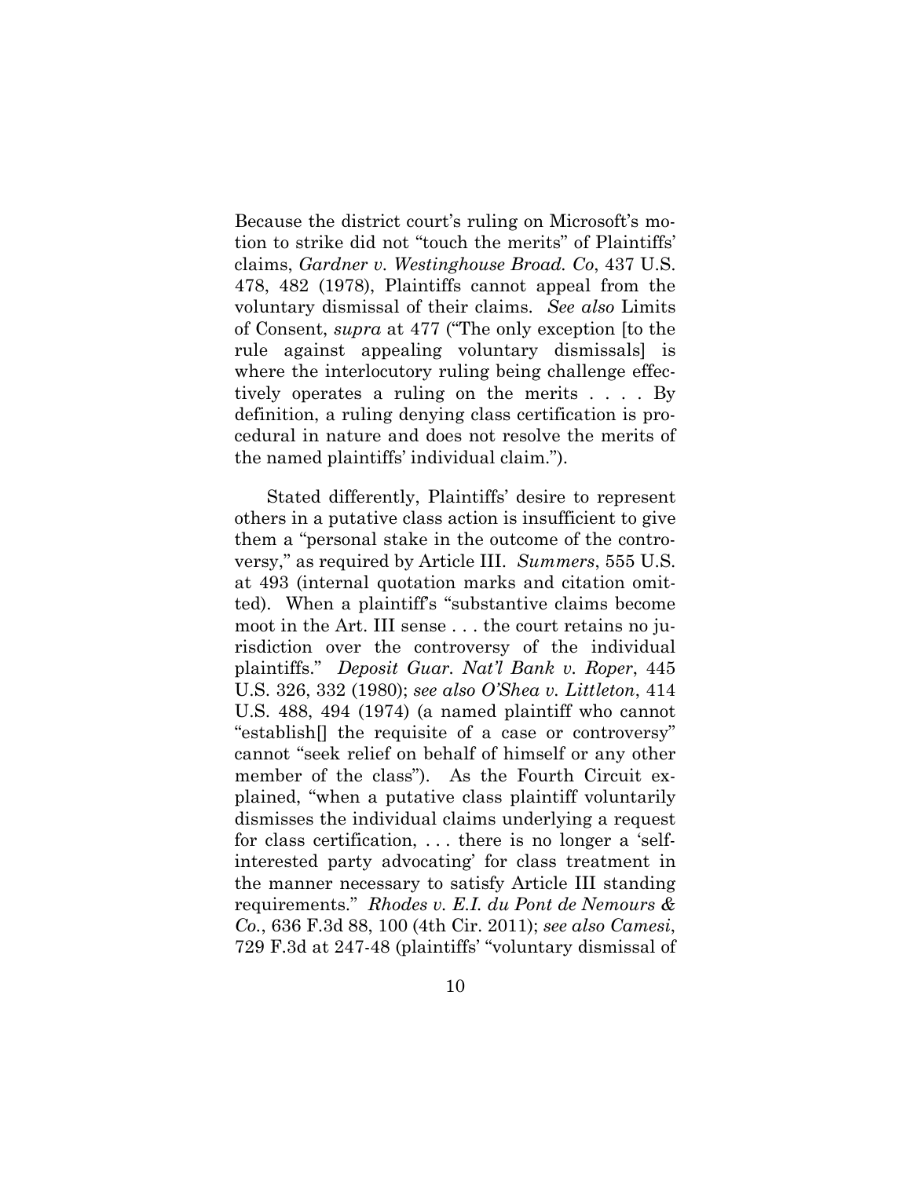Because the district court's ruling on Microsoft's motion to strike did not "touch the merits" of Plaintiffs' claims, *Gardner v. Westinghouse Broad. Co*, 437 U.S. 478, 482 (1978), Plaintiffs cannot appeal from the voluntary dismissal of their claims. *See also* Limits of Consent, *supra* at 477 ("The only exception [to the rule against appealing voluntary dismissals] is where the interlocutory ruling being challenge effectively operates a ruling on the merits . . . . By definition, a ruling denying class certification is procedural in nature and does not resolve the merits of the named plaintiffs' individual claim.").

Stated differently, Plaintiffs' desire to represent others in a putative class action is insufficient to give them a "personal stake in the outcome of the controversy," as required by Article III. *Summers*, 555 U.S. at 493 (internal quotation marks and citation omitted). When a plaintiff's "substantive claims become moot in the Art. III sense . . . the court retains no jurisdiction over the controversy of the individual plaintiffs." *Deposit Guar. Nat'l Bank v. Roper*, 445 U.S. 326, 332 (1980); *see also O'Shea v. Littleton*, 414 U.S. 488, 494 (1974) (a named plaintiff who cannot "establish[] the requisite of a case or controversy" cannot "seek relief on behalf of himself or any other member of the class"). As the Fourth Circuit explained, "when a putative class plaintiff voluntarily dismisses the individual claims underlying a request for class certification, . . . there is no longer a 'self-interested party advocating' for class treatment in the manner necessary to satisfy Article III standing requirements." *Rhodes v. E.I. du Pont de Nemours & Co.*, 636 F.3d 88, 100 (4th Cir. 2011); *see also Camesi*, 729 F.3d at 247-48 (plaintiffs' "voluntary dismissal of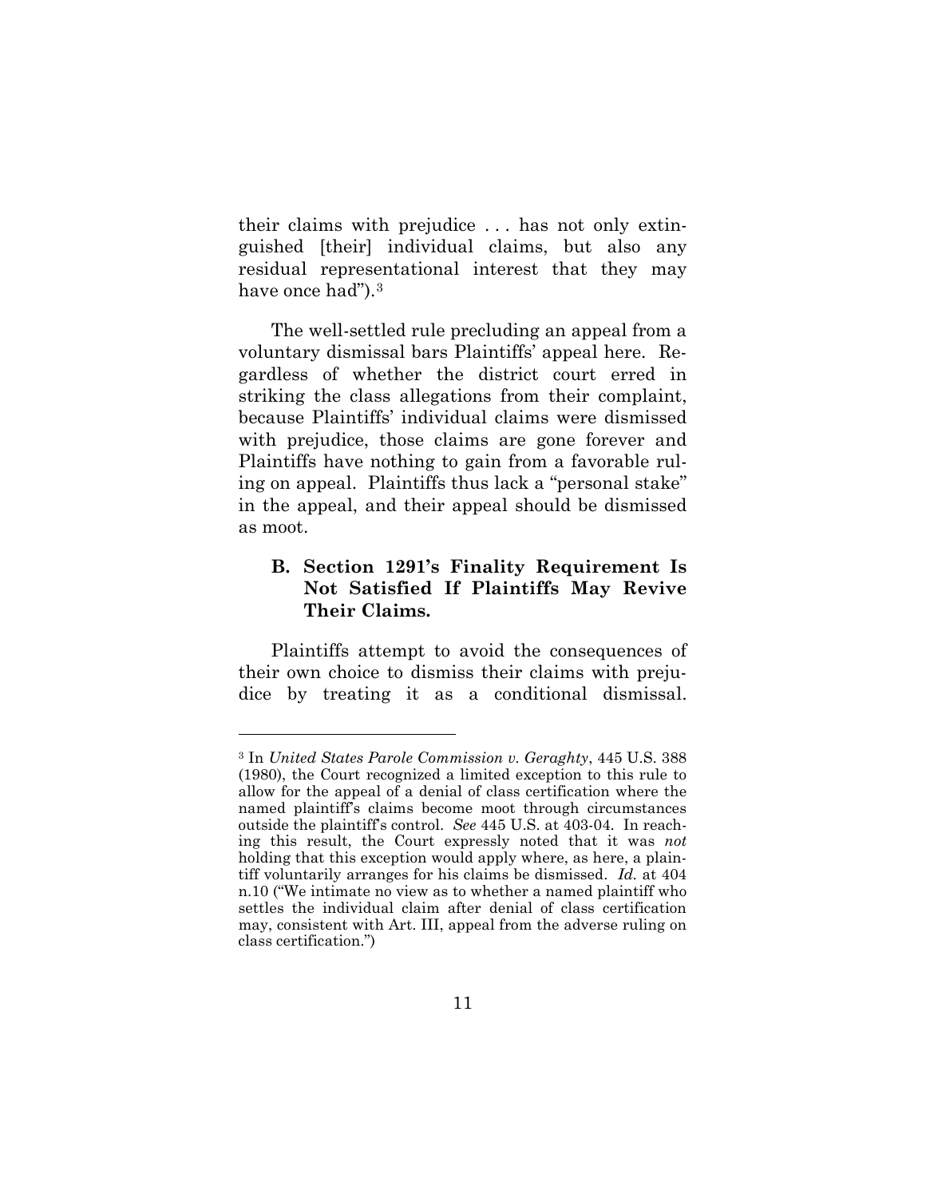their claims with prejudice . . . has not only extinguished [their] individual claims, but also any residual representational interest that they may have once had").[3]

The well-settled rule precluding an appeal from a voluntary dismissal bars Plaintiffs' appeal here. Regardless of whether the district court erred in striking the class allegations from their complaint, because Plaintiffs' individual claims were dismissed with prejudice, those claims are gone forever and Plaintiffs have nothing to gain from a favorable ruling on appeal. Plaintiffs thus lack a "personal stake" in the appeal, and their appeal should be dismissed as moot.

### B. Section 1291's Finality Requirement Is Not Satisfied If Plaintiffs May Revive Their Claims.

Plaintiffs attempt to avoid the consequences of their own choice to dismiss their claims with prejudice by treating it as a conditional dismissal.

---

[3] In *United States Parole Commission v. Geraghty*, 445 U.S. 388 (1980), the Court recognized a limited exception to this rule to allow for the appeal of a denial of class certification where the named plaintiff's claims become moot through circumstances outside the plaintiff's control. *See* 445 U.S. at 403-04. In reaching this result, the Court expressly noted that it was *not* holding that this exception would apply where, as here, a plaintiff voluntarily arranges for his claims be dismissed. *Id.* at 404 n.10 ("We intimate no view as to whether a named plaintiff who settles the individual claim after denial of class certification may, consistent with Art. III, appeal from the adverse ruling on class certification.")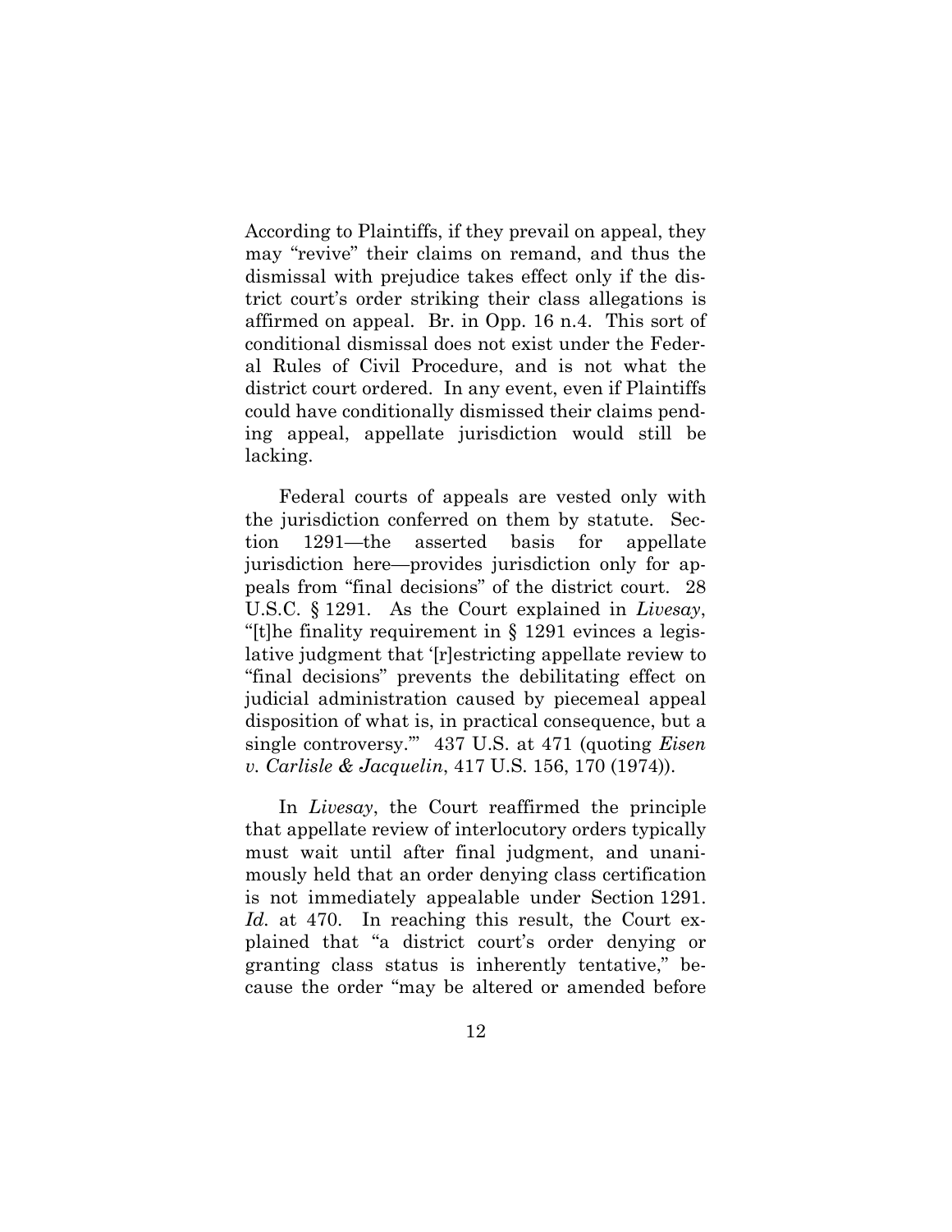According to Plaintiffs, if they prevail on appeal, they may "revive" their claims on remand, and thus the dismissal with prejudice takes effect only if the district court's order striking their class allegations is affirmed on appeal. Br. in Opp. 16 n.4. This sort of conditional dismissal does not exist under the Federal Rules of Civil Procedure, and is not what the district court ordered. In any event, even if Plaintiffs could have conditionally dismissed their claims pending appeal, appellate jurisdiction would still be lacking.

Federal courts of appeals are vested only with the jurisdiction conferred on them by statute. Section 1291—the asserted basis for appellate jurisdiction here—provides jurisdiction only for appeals from "final decisions" of the district court. 28 U.S.C. § 1291. As the Court explained in *Livesay*, "[t]he finality requirement in § 1291 evinces a legislative judgment that '[r]estricting appellate review to "final decisions" prevents the debilitating effect on judicial administration caused by piecemeal appeal disposition of what is, in practical consequence, but a single controversy.'" 437 U.S. at 471 (quoting *Eisen v. Carlisle & Jacquelin*, 417 U.S. 156, 170 (1974)).

In *Livesay*, the Court reaffirmed the principle that appellate review of interlocutory orders typically must wait until after final judgment, and unanimously held that an order denying class certification is not immediately appealable under Section 1291. *Id.* at 470. In reaching this result, the Court explained that "a district court's order denying or granting class status is inherently tentative," because the order "may be altered or amended before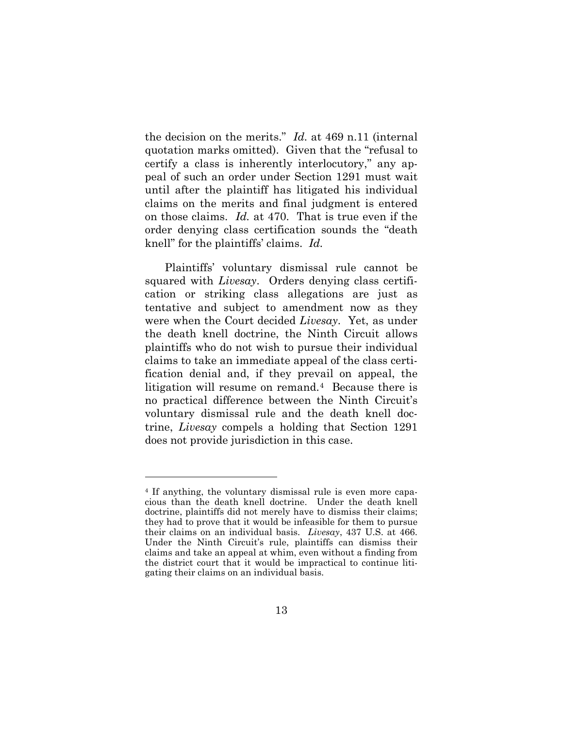the decision on the merits." *Id.* at 469 n.11 (internal quotation marks omitted). Given that the "refusal to certify a class is inherently interlocutory," any appeal of such an order under Section 1291 must wait until after the plaintiff has litigated his individual claims on the merits and final judgment is entered on those claims. *Id.* at 470. That is true even if the order denying class certification sounds the "death knell" for the plaintiffs' claims. *Id.*

Plaintiffs' voluntary dismissal rule cannot be squared with *Livesay*. Orders denying class certification or striking class allegations are just as tentative and subject to amendment now as they were when the Court decided *Livesay*. Yet, as under the death knell doctrine, the Ninth Circuit allows plaintiffs who do not wish to pursue their individual claims to take an immediate appeal of the class certification denial and, if they prevail on appeal, the litigation will resume on remand.[4] Because there is no practical difference between the Ninth Circuit's voluntary dismissal rule and the death knell doctrine, *Livesay* compels a holding that Section 1291 does not provide jurisdiction in this case.

---

[4] If anything, the voluntary dismissal rule is even more capacious than the death knell doctrine. Under the death knell doctrine, plaintiffs did not merely have to dismiss their claims; they had to prove that it would be infeasible for them to pursue their claims on an individual basis. *Livesay*, 437 U.S. at 466. Under the Ninth Circuit's rule, plaintiffs can dismiss their claims and take an appeal at whim, even without a finding from the district court that it would be impractical to continue litigating their claims on an individual basis.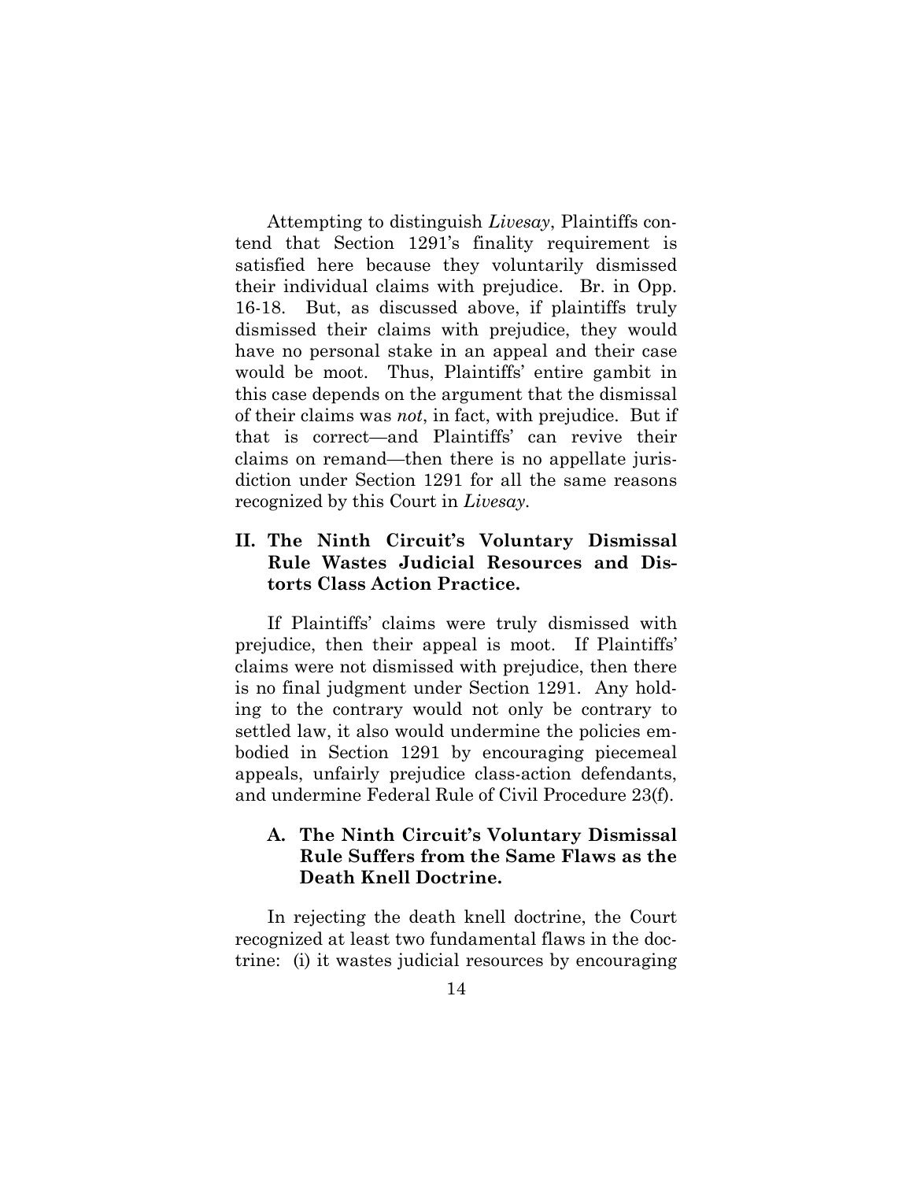Attempting to distinguish *Livesay*, Plaintiffs contend that Section 1291's finality requirement is satisfied here because they voluntarily dismissed their individual claims with prejudice. Br. in Opp. 16-18. But, as discussed above, if plaintiffs truly dismissed their claims with prejudice, they would have no personal stake in an appeal and their case would be moot. Thus, Plaintiffs' entire gambit in this case depends on the argument that the dismissal of their claims was *not*, in fact, with prejudice. But if that is correct—and Plaintiffs' can revive their claims on remand—then there is no appellate jurisdiction under Section 1291 for all the same reasons recognized by this Court in *Livesay*.

## II. The Ninth Circuit's Voluntary Dismissal Rule Wastes Judicial Resources and Distorts Class Action Practice.

If Plaintiffs' claims were truly dismissed with prejudice, then their appeal is moot. If Plaintiffs' claims were not dismissed with prejudice, then there is no final judgment under Section 1291. Any holding to the contrary would not only be contrary to settled law, it also would undermine the policies embodied in Section 1291 by encouraging piecemeal appeals, unfairly prejudice class-action defendants, and undermine Federal Rule of Civil Procedure 23(f).

### A. The Ninth Circuit's Voluntary Dismissal Rule Suffers from the Same Flaws as the Death Knell Doctrine.

In rejecting the death knell doctrine, the Court recognized at least two fundamental flaws in the doctrine: (i) it wastes judicial resources by encouraging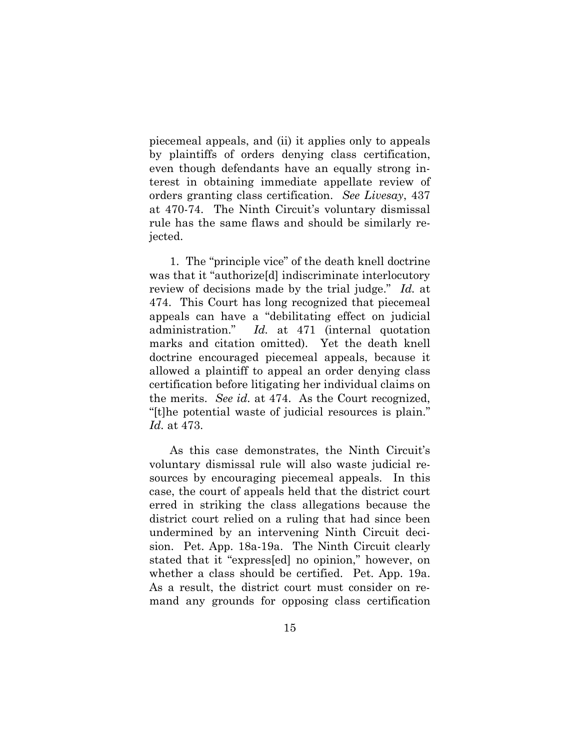piecemeal appeals, and (ii) it applies only to appeals by plaintiffs of orders denying class certification, even though defendants have an equally strong interest in obtaining immediate appellate review of orders granting class certification. *See Livesay*, 437 at 470-74. The Ninth Circuit's voluntary dismissal rule has the same flaws and should be similarly rejected.

1. The "principle vice" of the death knell doctrine was that it "authorize[d] indiscriminate interlocutory review of decisions made by the trial judge." *Id.* at 474. This Court has long recognized that piecemeal appeals can have a "debilitating effect on judicial administration." *Id.* at 471 (internal quotation marks and citation omitted). Yet the death knell doctrine encouraged piecemeal appeals, because it allowed a plaintiff to appeal an order denying class certification before litigating her individual claims on the merits. *See id.* at 474. As the Court recognized, "[t]he potential waste of judicial resources is plain." *Id.* at 473.

As this case demonstrates, the Ninth Circuit's voluntary dismissal rule will also waste judicial resources by encouraging piecemeal appeals. In this case, the court of appeals held that the district court erred in striking the class allegations because the district court relied on a ruling that had since been undermined by an intervening Ninth Circuit decision. Pet. App. 18a-19a. The Ninth Circuit clearly stated that it "express[ed] no opinion," however, on whether a class should be certified. Pet. App. 19a. As a result, the district court must consider on remand any grounds for opposing class certification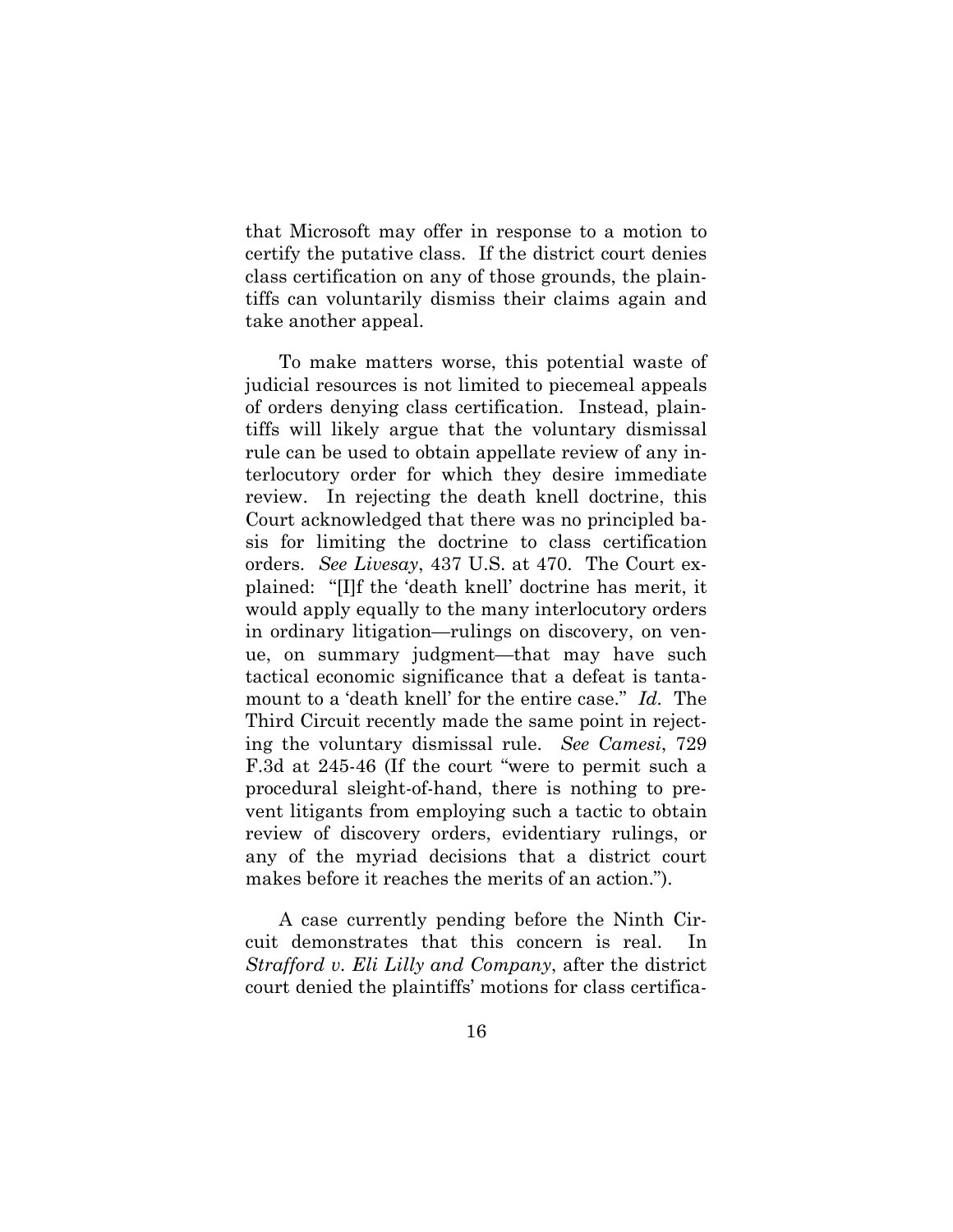that Microsoft may offer in response to a motion to certify the putative class. If the district court denies class certification on any of those grounds, the plaintiffs can voluntarily dismiss their claims again and take another appeal.

To make matters worse, this potential waste of judicial resources is not limited to piecemeal appeals of orders denying class certification. Instead, plaintiffs will likely argue that the voluntary dismissal rule can be used to obtain appellate review of any interlocutory order for which they desire immediate review. In rejecting the death knell doctrine, this Court acknowledged that there was no principled basis for limiting the doctrine to class certification orders. *See Livesay*, 437 U.S. at 470. The Court explained: "[I]f the 'death knell' doctrine has merit, it would apply equally to the many interlocutory orders in ordinary litigation—rulings on discovery, on venue, on summary judgment—that may have such tactical economic significance that a defeat is tantamount to a 'death knell' for the entire case." *Id.* The Third Circuit recently made the same point in rejecting the voluntary dismissal rule. *See Camesi*, 729 F.3d at 245-46 (If the court "were to permit such a procedural sleight-of-hand, there is nothing to prevent litigants from employing such a tactic to obtain review of discovery orders, evidentiary rulings, or any of the myriad decisions that a district court makes before it reaches the merits of an action.").

A case currently pending before the Ninth Circuit demonstrates that this concern is real. In *Strafford v. Eli Lilly and Company*, after the district court denied the plaintiffs' motions for class certifica-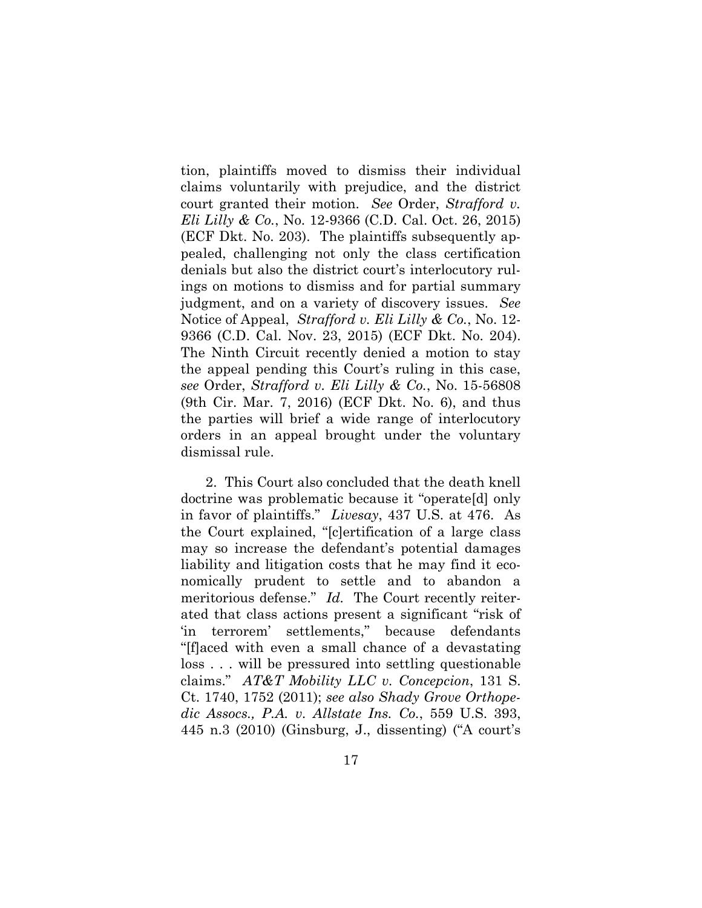tion, plaintiffs moved to dismiss their individual claims voluntarily with prejudice, and the district court granted their motion. *See* Order, *Strafford v. Eli Lilly & Co.*, No. 12-9366 (C.D. Cal. Oct. 26, 2015) (ECF Dkt. No. 203). The plaintiffs subsequently appealed, challenging not only the class certification denials but also the district court's interlocutory rulings on motions to dismiss and for partial summary judgment, and on a variety of discovery issues. *See* Notice of Appeal, *Strafford v. Eli Lilly & Co.*, No. 12-9366 (C.D. Cal. Nov. 23, 2015) (ECF Dkt. No. 204). The Ninth Circuit recently denied a motion to stay the appeal pending this Court's ruling in this case, *see* Order, *Strafford v. Eli Lilly & Co.*, No. 15-56808 (9th Cir. Mar. 7, 2016) (ECF Dkt. No. 6), and thus the parties will brief a wide range of interlocutory orders in an appeal brought under the voluntary dismissal rule.

2. This Court also concluded that the death knell doctrine was problematic because it "operate[d] only in favor of plaintiffs." *Livesay*, 437 U.S. at 476. As the Court explained, "[c]ertification of a large class may so increase the defendant's potential damages liability and litigation costs that he may find it economically prudent to settle and to abandon a meritorious defense." *Id.* The Court recently reiterated that class actions present a significant "risk of 'in terrorem' settlements," because defendants "[f]aced with even a small chance of a devastating loss . . . will be pressured into settling questionable claims." *AT&T Mobility LLC v. Concepcion*, 131 S. Ct. 1740, 1752 (2011); *see also Shady Grove Orthopedic Assocs., P.A. v. Allstate Ins. Co.*, 559 U.S. 393, 445 n.3 (2010) (Ginsburg, J., dissenting) ("A court's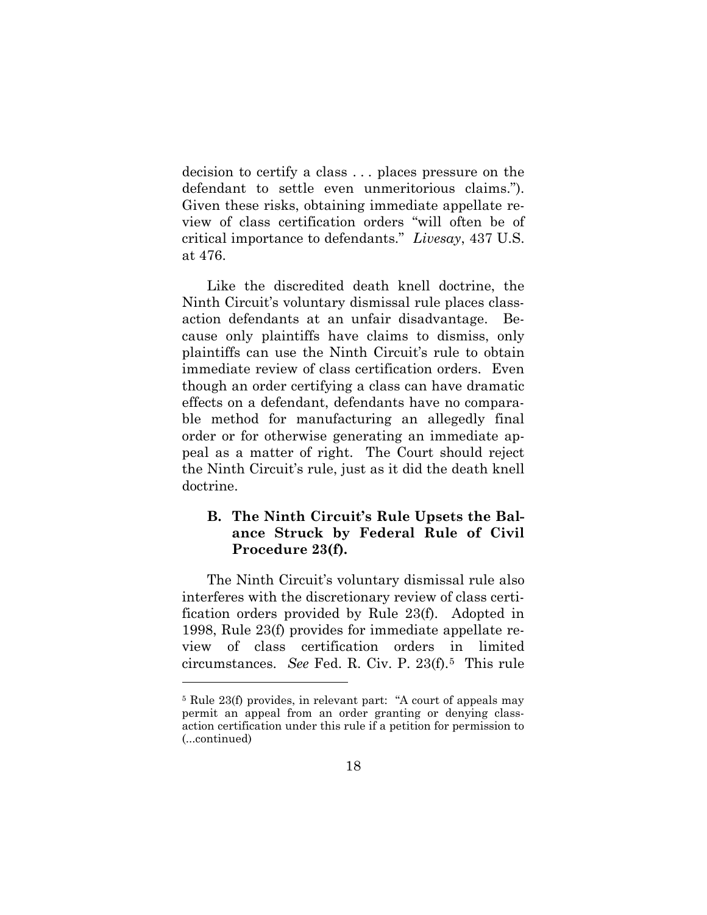decision to certify a class . . . places pressure on the defendant to settle even unmeritorious claims."). Given these risks, obtaining immediate appellate review of class certification orders "will often be of critical importance to defendants." *Livesay*, 437 U.S. at 476.

Like the discredited death knell doctrine, the Ninth Circuit's voluntary dismissal rule places class-action defendants at an unfair disadvantage. Because only plaintiffs have claims to dismiss, only plaintiffs can use the Ninth Circuit's rule to obtain immediate review of class certification orders. Even though an order certifying a class can have dramatic effects on a defendant, defendants have no comparable method for manufacturing an allegedly final order or for otherwise generating an immediate appeal as a matter of right. The Court should reject the Ninth Circuit's rule, just as it did the death knell doctrine.

### B. The Ninth Circuit's Rule Upsets the Balance Struck by Federal Rule of Civil Procedure 23(f).

The Ninth Circuit's voluntary dismissal rule also interferes with the discretionary review of class certification orders provided by Rule 23(f). Adopted in 1998, Rule 23(f) provides for immediate appellate review of class certification orders in limited circumstances. *See* Fed. R. Civ. P. 23(f).[5] This rule

[5] Rule 23(f) provides, in relevant part: "A court of appeals may permit an appeal from an order granting or denying class-action certification under this rule if a petition for permission to (...continued)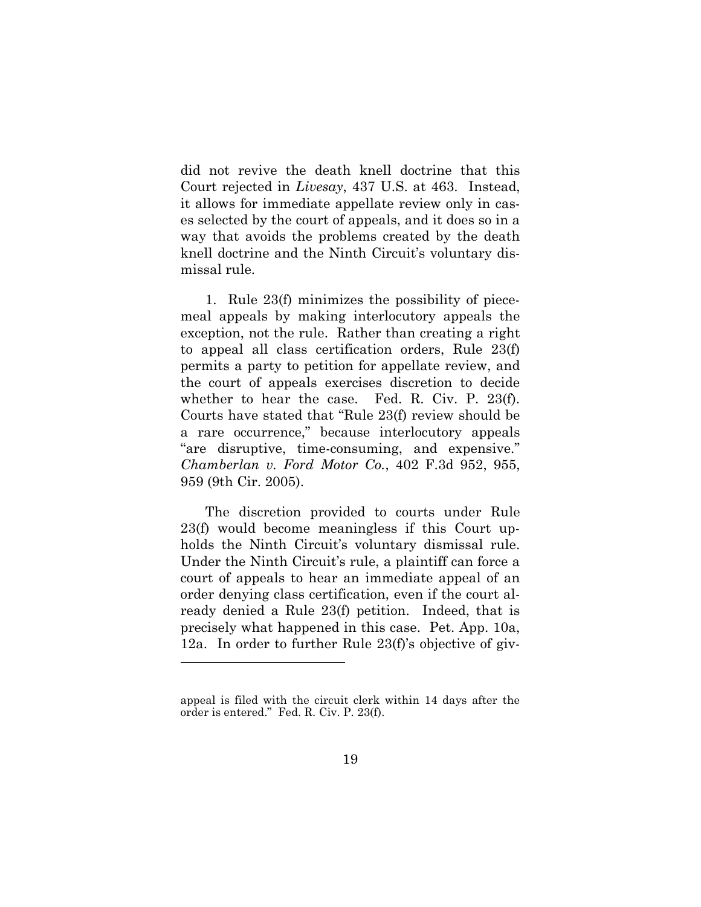did not revive the death knell doctrine that this Court rejected in *Livesay*, 437 U.S. at 463. Instead, it allows for immediate appellate review only in cases selected by the court of appeals, and it does so in a way that avoids the problems created by the death knell doctrine and the Ninth Circuit's voluntary dismissal rule.

1. Rule 23(f) minimizes the possibility of piecemeal appeals by making interlocutory appeals the exception, not the rule. Rather than creating a right to appeal all class certification orders, Rule 23(f) permits a party to petition for appellate review, and the court of appeals exercises discretion to decide whether to hear the case. Fed. R. Civ. P. 23(f). Courts have stated that "Rule 23(f) review should be a rare occurrence," because interlocutory appeals "are disruptive, time-consuming, and expensive." *Chamberlan v. Ford Motor Co.*, 402 F.3d 952, 955, 959 (9th Cir. 2005).

The discretion provided to courts under Rule 23(f) would become meaningless if this Court upholds the Ninth Circuit's voluntary dismissal rule. Under the Ninth Circuit's rule, a plaintiff can force a court of appeals to hear an immediate appeal of an order denying class certification, even if the court already denied a Rule 23(f) petition. Indeed, that is precisely what happened in this case. Pet. App. 10a, 12a. In order to further Rule 23(f)'s objective of giv-

---

appeal is filed with the circuit clerk within 14 days after the order is entered." Fed. R. Civ. P. 23(f).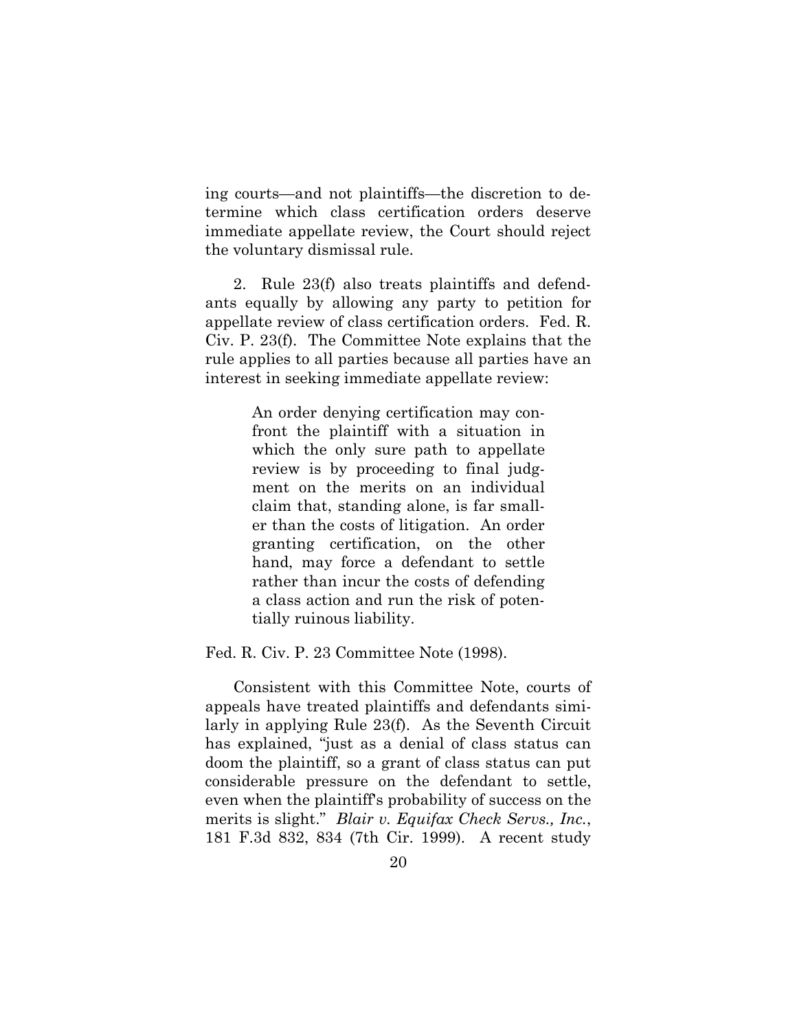ing courts—and not plaintiffs—the discretion to determine which class certification orders deserve immediate appellate review, the Court should reject the voluntary dismissal rule.

2. Rule 23(f) also treats plaintiffs and defendants equally by allowing any party to petition for appellate review of class certification orders. Fed. R. Civ. P. 23(f). The Committee Note explains that the rule applies to all parties because all parties have an interest in seeking immediate appellate review:

> An order denying certification may confront the plaintiff with a situation in which the only sure path to appellate review is by proceeding to final judgment on the merits on an individual claim that, standing alone, is far smaller than the costs of litigation. An order granting certification, on the other hand, may force a defendant to settle rather than incur the costs of defending a class action and run the risk of potentially ruinous liability.

Fed. R. Civ. P. 23 Committee Note (1998).

Consistent with this Committee Note, courts of appeals have treated plaintiffs and defendants similarly in applying Rule 23(f). As the Seventh Circuit has explained, "just as a denial of class status can doom the plaintiff, so a grant of class status can put considerable pressure on the defendant to settle, even when the plaintiff's probability of success on the merits is slight." *Blair v. Equifax Check Servs., Inc.*, 181 F.3d 832, 834 (7th Cir. 1999). A recent study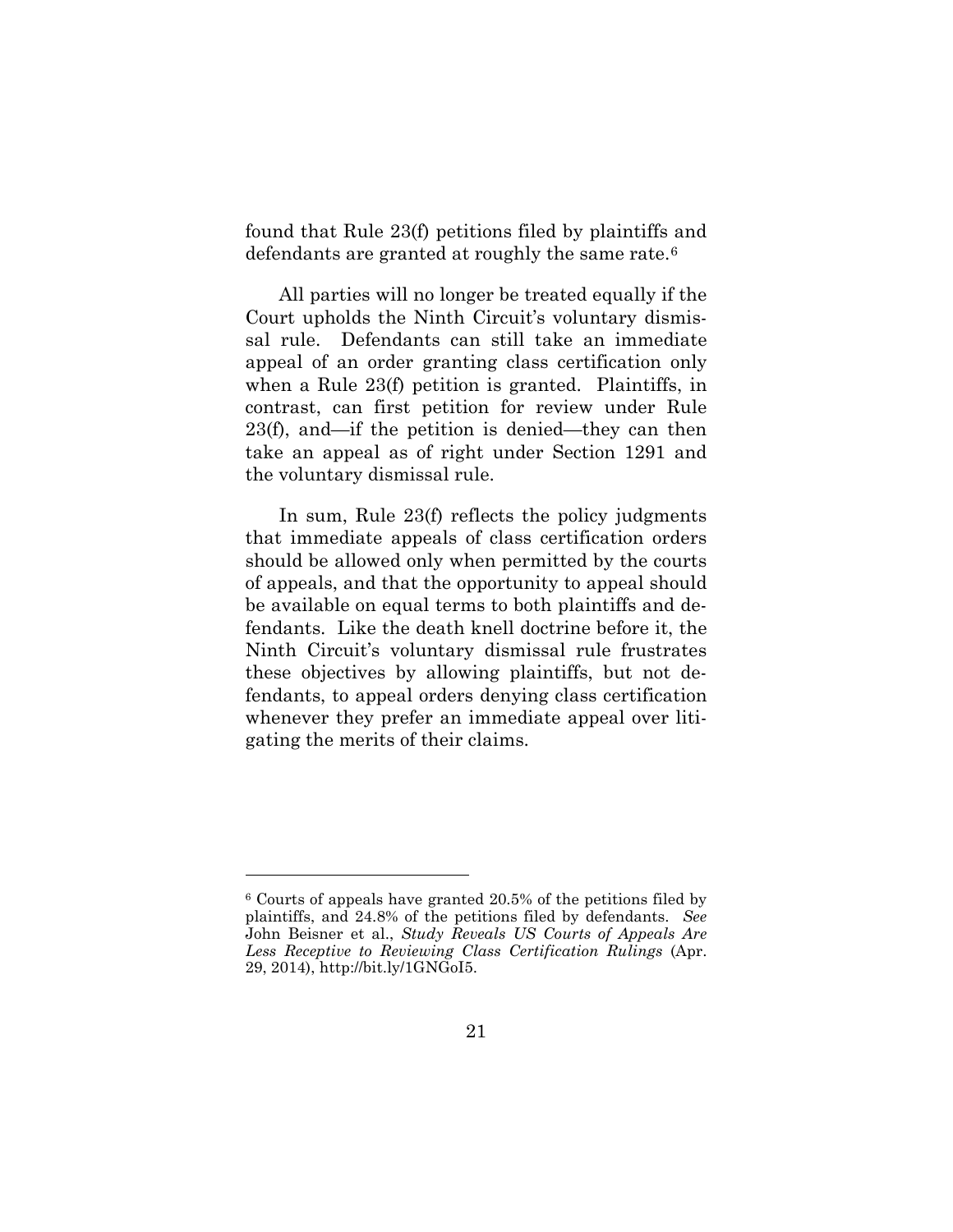found that Rule 23(f) petitions filed by plaintiffs and defendants are granted at roughly the same rate.[6]

All parties will no longer be treated equally if the Court upholds the Ninth Circuit's voluntary dismissal rule. Defendants can still take an immediate appeal of an order granting class certification only when a Rule 23(f) petition is granted. Plaintiffs, in contrast, can first petition for review under Rule 23(f), and—if the petition is denied—they can then take an appeal as of right under Section 1291 and the voluntary dismissal rule.

In sum, Rule 23(f) reflects the policy judgments that immediate appeals of class certification orders should be allowed only when permitted by the courts of appeals, and that the opportunity to appeal should be available on equal terms to both plaintiffs and defendants. Like the death knell doctrine before it, the Ninth Circuit's voluntary dismissal rule frustrates these objectives by allowing plaintiffs, but not defendants, to appeal orders denying class certification whenever they prefer an immediate appeal over litigating the merits of their claims.

---

[6] Courts of appeals have granted 20.5% of the petitions filed by plaintiffs, and 24.8% of the petitions filed by defendants. *See* John Beisner et al., *Study Reveals US Courts of Appeals Are Less Receptive to Reviewing Class Certification Rulings* (Apr. 29, 2014), http://bit.ly/1GNGoI5.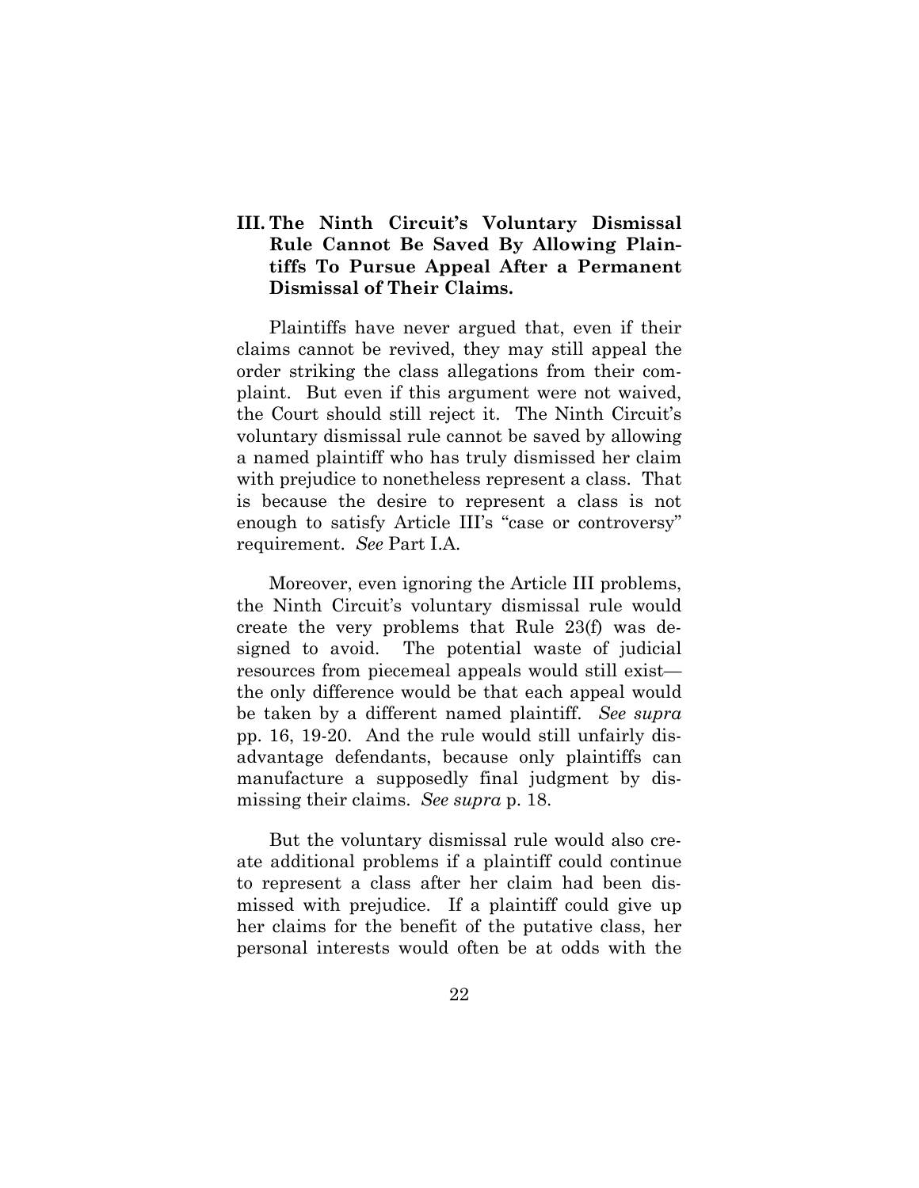## III. The Ninth Circuit's Voluntary Dismissal Rule Cannot Be Saved By Allowing Plaintiffs To Pursue Appeal After a Permanent Dismissal of Their Claims.

Plaintiffs have never argued that, even if their claims cannot be revived, they may still appeal the order striking the class allegations from their complaint. But even if this argument were not waived, the Court should still reject it. The Ninth Circuit's voluntary dismissal rule cannot be saved by allowing a named plaintiff who has truly dismissed her claim with prejudice to nonetheless represent a class. That is because the desire to represent a class is not enough to satisfy Article III's "case or controversy" requirement. *See* Part I.A.

Moreover, even ignoring the Article III problems, the Ninth Circuit's voluntary dismissal rule would create the very problems that Rule 23(f) was designed to avoid. The potential waste of judicial resources from piecemeal appeals would still exist—the only difference would be that each appeal would be taken by a different named plaintiff. *See supra* pp. 16, 19-20. And the rule would still unfairly disadvantage defendants, because only plaintiffs can manufacture a supposedly final judgment by dismissing their claims. *See supra* p. 18.

But the voluntary dismissal rule would also create additional problems if a plaintiff could continue to represent a class after her claim had been dismissed with prejudice. If a plaintiff could give up her claims for the benefit of the putative class, her personal interests would often be at odds with the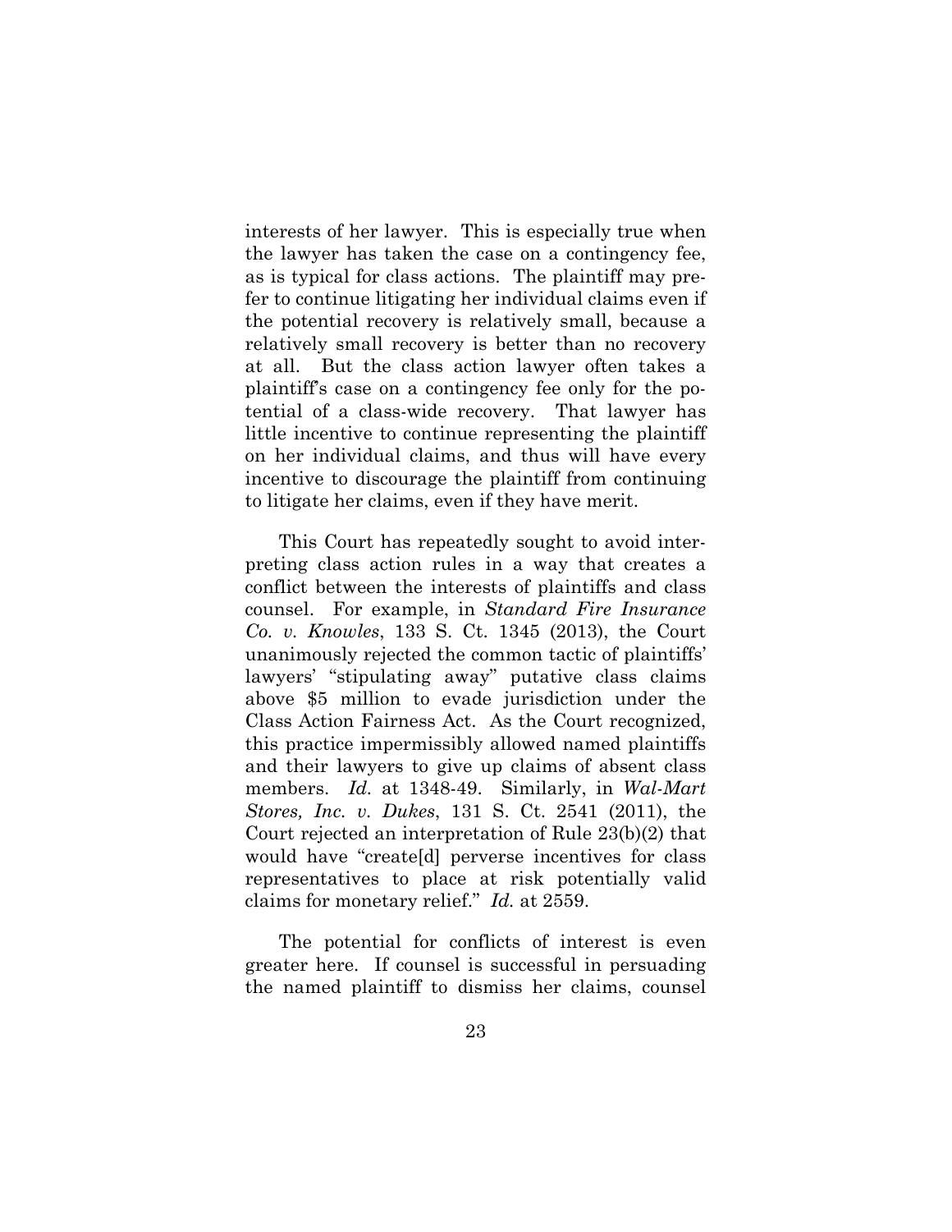interests of her lawyer. This is especially true when the lawyer has taken the case on a contingency fee, as is typical for class actions. The plaintiff may prefer to continue litigating her individual claims even if the potential recovery is relatively small, because a relatively small recovery is better than no recovery at all. But the class action lawyer often takes a plaintiff's case on a contingency fee only for the potential of a class-wide recovery. That lawyer has little incentive to continue representing the plaintiff on her individual claims, and thus will have every incentive to discourage the plaintiff from continuing to litigate her claims, even if they have merit.

This Court has repeatedly sought to avoid interpreting class action rules in a way that creates a conflict between the interests of plaintiffs and class counsel. For example, in *Standard Fire Insurance Co. v. Knowles*, 133 S. Ct. 1345 (2013), the Court unanimously rejected the common tactic of plaintiffs' lawyers' "stipulating away" putative class claims above $5 million to evade jurisdiction under the Class Action Fairness Act. As the Court recognized, this practice impermissibly allowed named plaintiffs and their lawyers to give up claims of absent class members. *Id.* at 1348-49. Similarly, in *Wal-Mart Stores, Inc. v. Dukes*, 131 S. Ct. 2541 (2011), the Court rejected an interpretation of Rule 23(b)(2) that would have "create[d] perverse incentives for class representatives to place at risk potentially valid claims for monetary relief." *Id.* at 2559.

The potential for conflicts of interest is even greater here. If counsel is successful in persuading the named plaintiff to dismiss her claims, counsel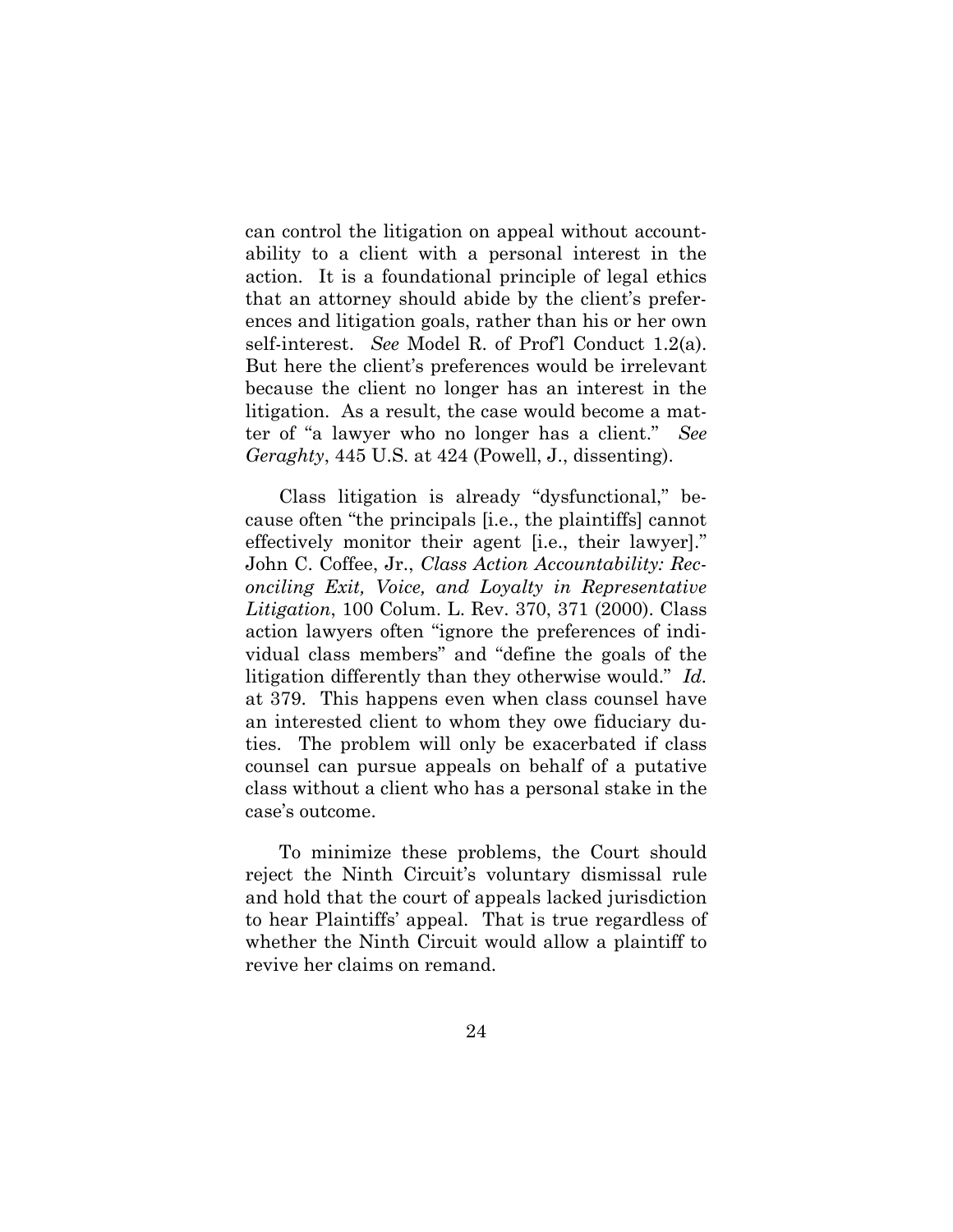can control the litigation on appeal without accountability to a client with a personal interest in the action. It is a foundational principle of legal ethics that an attorney should abide by the client's preferences and litigation goals, rather than his or her own self-interest. *See* Model R. of Prof'l Conduct 1.2(a). But here the client's preferences would be irrelevant because the client no longer has an interest in the litigation. As a result, the case would become a matter of "a lawyer who no longer has a client." *See Geraghty*, 445 U.S. at 424 (Powell, J., dissenting).

Class litigation is already "dysfunctional," because often "the principals [i.e., the plaintiffs] cannot effectively monitor their agent [i.e., their lawyer]." John C. Coffee, Jr., *Class Action Accountability: Reconciling Exit, Voice, and Loyalty in Representative Litigation*, 100 Colum. L. Rev. 370, 371 (2000). Class action lawyers often "ignore the preferences of individual class members" and "define the goals of the litigation differently than they otherwise would." *Id.* at 379. This happens even when class counsel have an interested client to whom they owe fiduciary duties. The problem will only be exacerbated if class counsel can pursue appeals on behalf of a putative class without a client who has a personal stake in the case's outcome.

To minimize these problems, the Court should reject the Ninth Circuit's voluntary dismissal rule and hold that the court of appeals lacked jurisdiction to hear Plaintiffs' appeal. That is true regardless of whether the Ninth Circuit would allow a plaintiff to revive her claims on remand.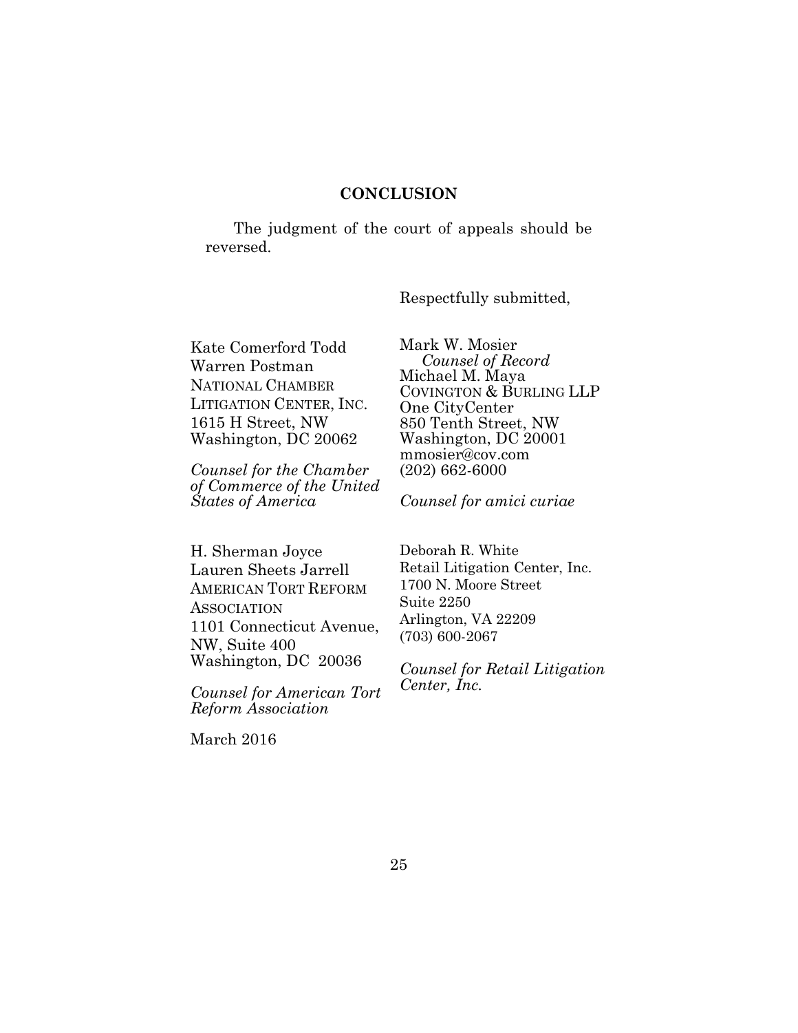## CONCLUSION

The judgment of the court of appeals should be reversed.

Respectfully submitted,

Mark W. Mosier
*Counsel of Record*
Michael M. Maya
COVINGTON & BURLING LLP
One CityCenter
850 Tenth Street, NW
Washington, DC 20001
mmosier@cov.com
(202) 662-6000

*Counsel for amici curiae*

Kate Comerford Todd
Warren Postman
NATIONAL CHAMBER LITIGATION CENTER, INC.
1615 H Street, NW
Washington, DC 20062

*Counsel for the Chamber of Commerce of the United States of America*

H. Sherman Joyce
Lauren Sheets Jarrell
AMERICAN TORT REFORM ASSOCIATION
1101 Connecticut Avenue, NW, Suite 400
Washington, DC 20036

*Counsel for American Tort Reform Association*

Deborah R. White
Retail Litigation Center, Inc.
1700 N. Moore Street
Suite 2250
Arlington, VA 22209
(703) 600-2067

*Counsel for Retail Litigation Center, Inc.*

March 2016